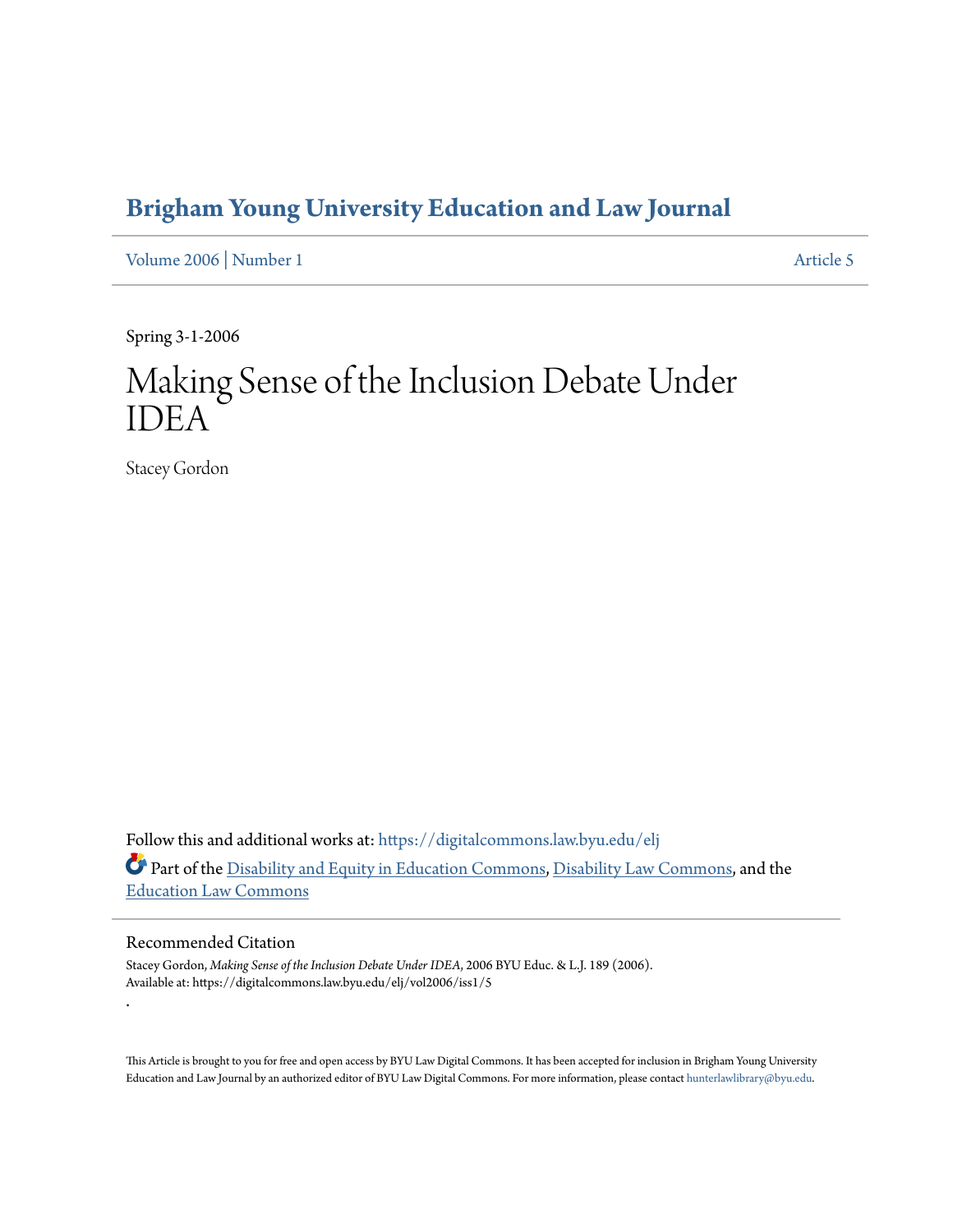# Brigham Young University Education and Law Journal

Volume 2006 | Number 1 Article 5

Spring 3-1-2006

# Making Sense of the Inclusion Debate Under IDEA

Stacey Gordon

Follow this and additional works at: https://digitalcommons.law.byu.edu/elj

Part of the Disability and Equity in Education Commons, Disability Law Commons, and the Education Law Commons

## Recommended Citation

Stacey Gordon, *Making Sense of the Inclusion Debate Under IDEA*, 2006 BYU Educ. & L.J. 189 (2006).
Available at: https://digitalcommons.law.byu.edu/elj/vol2006/iss1/5

.

This Article is brought to you for free and open access by BYU Law Digital Commons. It has been accepted for inclusion in Brigham Young University Education and Law Journal by an authorized editor of BYU Law Digital Commons. For more information, please contact hunterlawlibrary@byu.edu.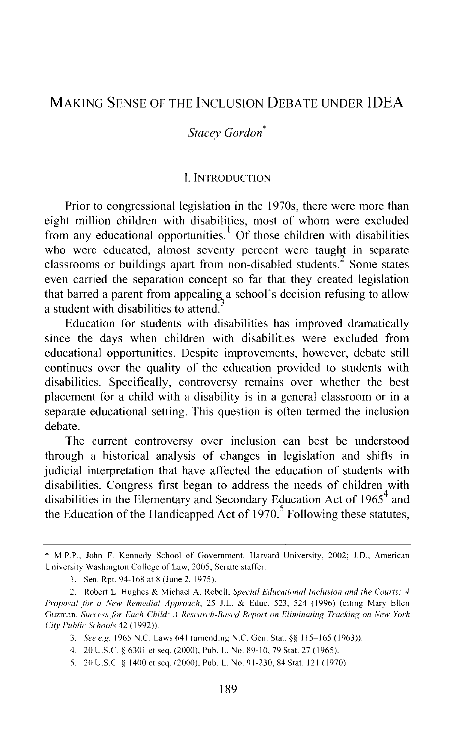# MAKING SENSE OF THE INCLUSION DEBATE UNDER IDEA

*Stacey Gordon*[*]

## I. INTRODUCTION

Prior to congressional legislation in the 1970s, there were more than eight million children with disabilities, most of whom were excluded from any educational opportunities.[1] Of those children with disabilities who were educated, almost seventy percent were taught in separate classrooms or buildings apart from non-disabled students.[2] Some states even carried the separation concept so far that they created legislation that barred a parent from appealing a school's decision refusing to allow a student with disabilities to attend.[3]

Education for students with disabilities has improved dramatically since the days when children with disabilities were excluded from educational opportunities. Despite improvements, however, debate still continues over the quality of the education provided to students with disabilities. Specifically, controversy remains over whether the best placement for a child with a disability is in a general classroom or in a separate educational setting. This question is often termed the inclusion debate.

The current controversy over inclusion can best be understood through a historical analysis of changes in legislation and shifts in judicial interpretation that have affected the education of students with disabilities. Congress first began to address the needs of children with disabilities in the Elementary and Secondary Education Act of 1965[4] and the Education of the Handicapped Act of 1970.[5] Following these statutes,

---

\* M.P.P., John F. Kennedy School of Government, Harvard University, 2002; J.D., American University Washington College of Law, 2005; Senate staffer.

1. Sen. Rpt. 94-168 at 8 (June 2, 1975).

2. Robert L. Hughes & Michael A. Rebell, *Special Educational Inclusion and the Courts: A Proposal for a New Remedial Approach*, 25 J.L. & Educ. 523, 524 (1996) (citing Mary Ellen Guzman, *Success for Each Child: A Research-Based Report on Eliminating Tracking on New York City Public Schools* 42 (1992)).

3. *See e.g.* 1965 N.C. Laws 641 (amending N.C. Gen. Stat. §§ 115–165 (1963)).

4. 20 U.S.C. § 6301 et seq. (2000), Pub. L. No. 89-10, 79 Stat. 27 (1965).

5. 20 U.S.C. § 1400 et seq. (2000), Pub. L. No. 91-230, 84 Stat. 121 (1970).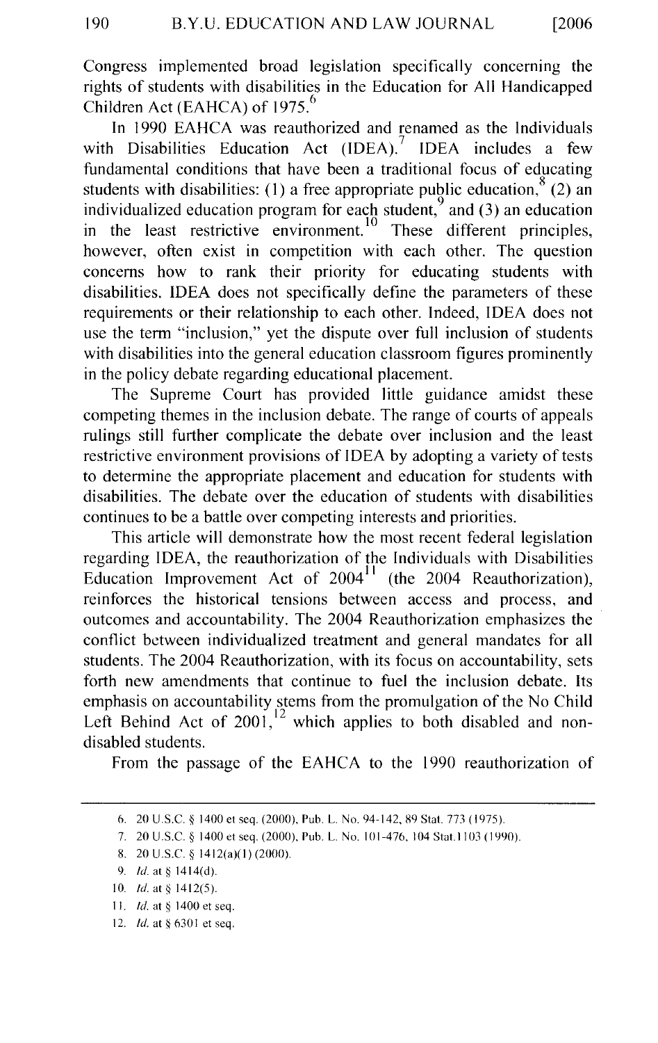Congress implemented broad legislation specifically concerning the rights of students with disabilities in the Education for All Handicapped Children Act (EAHCA) of 1975.[6]

In 1990 EAHCA was reauthorized and renamed as the Individuals with Disabilities Education Act (IDEA).[7] IDEA includes a few fundamental conditions that have been a traditional focus of educating students with disabilities: (1) a free appropriate public education,[8] (2) an individualized education program for each student,[9] and (3) an education in the least restrictive environment.[10] These different principles, however, often exist in competition with each other. The question concerns how to rank their priority for educating students with disabilities. IDEA does not specifically define the parameters of these requirements or their relationship to each other. Indeed, IDEA does not use the term "inclusion," yet the dispute over full inclusion of students with disabilities into the general education classroom figures prominently in the policy debate regarding educational placement.

The Supreme Court has provided little guidance amidst these competing themes in the inclusion debate. The range of courts of appeals rulings still further complicate the debate over inclusion and the least restrictive environment provisions of IDEA by adopting a variety of tests to determine the appropriate placement and education for students with disabilities. The debate over the education of students with disabilities continues to be a battle over competing interests and priorities.

This article will demonstrate how the most recent federal legislation regarding IDEA, the reauthorization of the Individuals with Disabilities Education Improvement Act of 2004[11] (the 2004 Reauthorization), reinforces the historical tensions between access and process, and outcomes and accountability. The 2004 Reauthorization emphasizes the conflict between individualized treatment and general mandates for all students. The 2004 Reauthorization, with its focus on accountability, sets forth new amendments that continue to fuel the inclusion debate. Its emphasis on accountability stems from the promulgation of the No Child Left Behind Act of 2001,[12] which applies to both disabled and non-disabled students.

From the passage of the EAHCA to the 1990 reauthorization of

---

6. 20 U.S.C. § 1400 et seq. (2000), Pub. L. No. 94-142, 89 Stat. 773 (1975).

7. 20 U.S.C. § 1400 et seq. (2000), Pub. L. No. 101-476, 104 Stat.1103 (1990).

8. 20 U.S.C. § 1412(a)(1) (2000).

9. *Id.* at § 1414(d).

10. *Id.* at § 1412(5).

11. *Id.* at § 1400 et seq.

12. *Id.* at § 6301 et seq.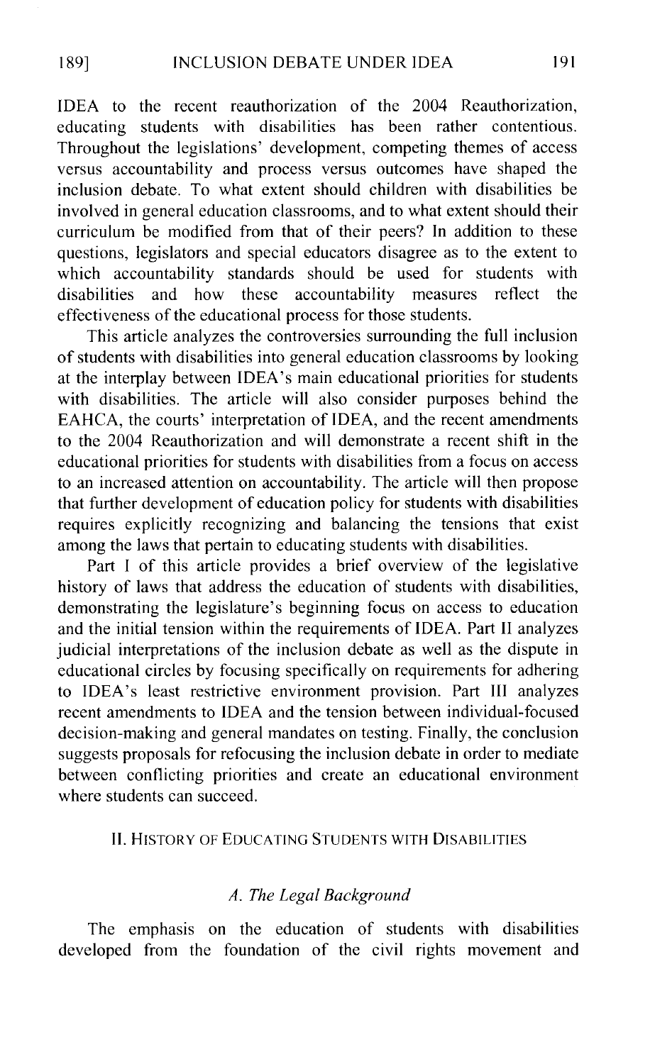IDEA to the recent reauthorization of the 2004 Reauthorization, educating students with disabilities has been rather contentious. Throughout the legislations' development, competing themes of access versus accountability and process versus outcomes have shaped the inclusion debate. To what extent should children with disabilities be involved in general education classrooms, and to what extent should their curriculum be modified from that of their peers? In addition to these questions, legislators and special educators disagree as to the extent to which accountability standards should be used for students with disabilities and how these accountability measures reflect the effectiveness of the educational process for those students.

This article analyzes the controversies surrounding the full inclusion of students with disabilities into general education classrooms by looking at the interplay between IDEA's main educational priorities for students with disabilities. The article will also consider purposes behind the EAHCA, the courts' interpretation of IDEA, and the recent amendments to the 2004 Reauthorization and will demonstrate a recent shift in the educational priorities for students with disabilities from a focus on access to an increased attention on accountability. The article will then propose that further development of education policy for students with disabilities requires explicitly recognizing and balancing the tensions that exist among the laws that pertain to educating students with disabilities.

Part I of this article provides a brief overview of the legislative history of laws that address the education of students with disabilities, demonstrating the legislature's beginning focus on access to education and the initial tension within the requirements of IDEA. Part II analyzes judicial interpretations of the inclusion debate as well as the dispute in educational circles by focusing specifically on requirements for adhering to IDEA's least restrictive environment provision. Part III analyzes recent amendments to IDEA and the tension between individual-focused decision-making and general mandates on testing. Finally, the conclusion suggests proposals for refocusing the inclusion debate in order to mediate between conflicting priorities and create an educational environment where students can succeed.

## II. History of Educating Students with Disabilities

### *A. The Legal Background*

The emphasis on the education of students with disabilities developed from the foundation of the civil rights movement and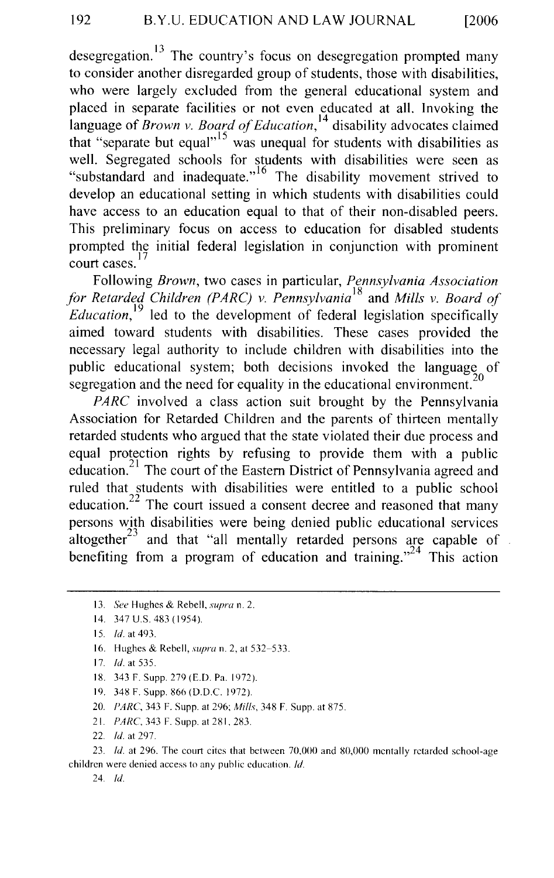desegregation.[13] The country's focus on desegregation prompted many to consider another disregarded group of students, those with disabilities, who were largely excluded from the general educational system and placed in separate facilities or not even educated at all. Invoking the language of *Brown v. Board of Education*,[14] disability advocates claimed that "separate but equal"[15] was unequal for students with disabilities as well. Segregated schools for students with disabilities were seen as "substandard and inadequate."[16] The disability movement strived to develop an educational setting in which students with disabilities could have access to an education equal to that of their non-disabled peers. This preliminary focus on access to education for disabled students prompted the initial federal legislation in conjunction with prominent court cases.[17]

Following *Brown*, two cases in particular, *Pennsylvania Association for Retarded Children (PARC) v. Pennsylvania*[18] and *Mills v. Board of Education*,[19] led to the development of federal legislation specifically aimed toward students with disabilities. These cases provided the necessary legal authority to include children with disabilities into the public educational system; both decisions invoked the language of segregation and the need for equality in the educational environment.[20]

*PARC* involved a class action suit brought by the Pennsylvania Association for Retarded Children and the parents of thirteen mentally retarded students who argued that the state violated their due process and equal protection rights by refusing to provide them with a public education.[21] The court of the Eastern District of Pennsylvania agreed and ruled that students with disabilities were entitled to a public school education.[22] The court issued a consent decree and reasoned that many persons with disabilities were being denied public educational services altogether[23] and that "all mentally retarded persons are capable of benefiting from a program of education and training."[24] This action

---

13. *See* Hughes & Rebell, *supra* n. 2.
14. 347 U.S. 483 (1954).
15. *Id.* at 493.
16. Hughes & Rebell, *supra* n. 2, at 532–533.
17. *Id.* at 535.
18. 343 F. Supp. 279 (E.D. Pa. 1972).
19. 348 F. Supp. 866 (D.D.C. 1972).
20. *PARC*, 343 F. Supp. at 296; *Mills*, 348 F. Supp. at 875.
21. *PARC*, 343 F. Supp. at 281, 283.
22. *Id.* at 297.
23. *Id.* at 296. The court cites that between 70,000 and 80,000 mentally retarded school-age children were denied access to any public education. *Id.*
24. *Id.*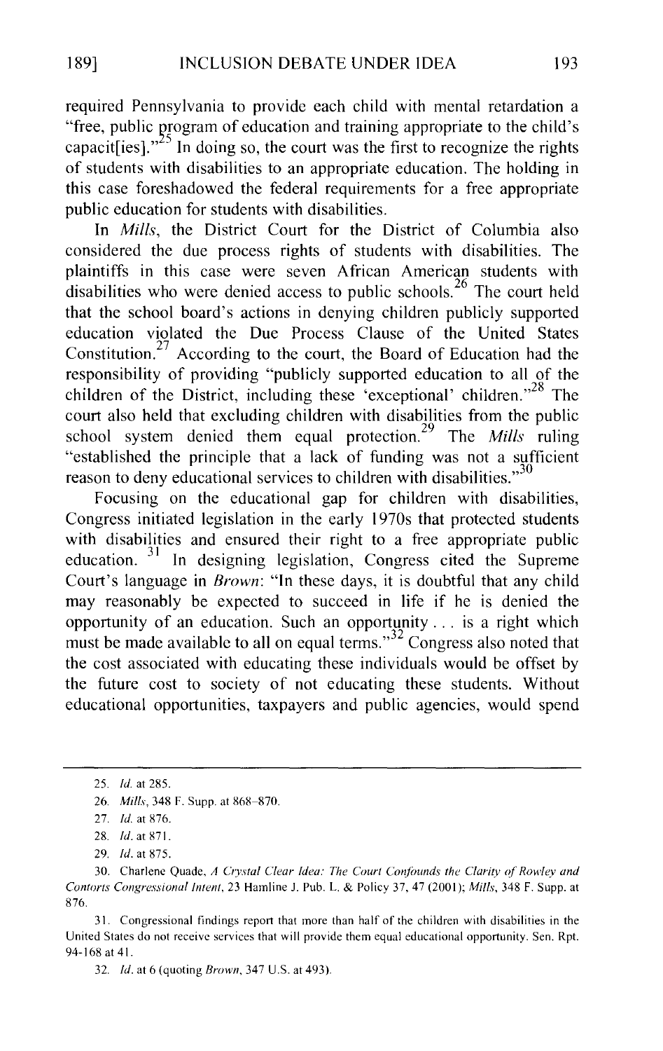required Pennsylvania to provide each child with mental retardation a "free, public program of education and training appropriate to the child's capacit[ies]."[25] In doing so, the court was the first to recognize the rights of students with disabilities to an appropriate education. The holding in this case foreshadowed the federal requirements for a free appropriate public education for students with disabilities.

In *Mills*, the District Court for the District of Columbia also considered the due process rights of students with disabilities. The plaintiffs in this case were seven African American students with disabilities who were denied access to public schools.[26] The court held that the school board's actions in denying children publicly supported education violated the Due Process Clause of the United States Constitution.[27] According to the court, the Board of Education had the responsibility of providing "publicly supported education to all of the children of the District, including these 'exceptional' children."[28] The court also held that excluding children with disabilities from the public school system denied them equal protection.[29] The *Mills* ruling "established the principle that a lack of funding was not a sufficient reason to deny educational services to children with disabilities."[30]

Focusing on the educational gap for children with disabilities, Congress initiated legislation in the early 1970s that protected students with disabilities and ensured their right to a free appropriate public education.[31] In designing legislation, Congress cited the Supreme Court's language in *Brown*: "In these days, it is doubtful that any child may reasonably be expected to succeed in life if he is denied the opportunity of an education. Such an opportunity . . . is a right which must be made available to all on equal terms."[32] Congress also noted that the cost associated with educating these individuals would be offset by the future cost to society of not educating these students. Without educational opportunities, taxpayers and public agencies, would spend

---

25. *Id.* at 285.

26. *Mills*, 348 F. Supp. at 868–870.

27. *Id.* at 876.

28. *Id.* at 871.

29. *Id.* at 875.

30. Charlene Quade, *A Crystal Clear Idea: The Court Confounds the Clarity of Rowley and Contorts Congressional Intent*, 23 Hamline J. Pub. L. & Policy 37, 47 (2001); *Mills*, 348 F. Supp. at 876.

31. Congressional findings report that more than half of the children with disabilities in the United States do not receive services that will provide them equal educational opportunity. Sen. Rpt. 94-168 at 41.

32. *Id.* at 6 (quoting *Brown*, 347 U.S. at 493).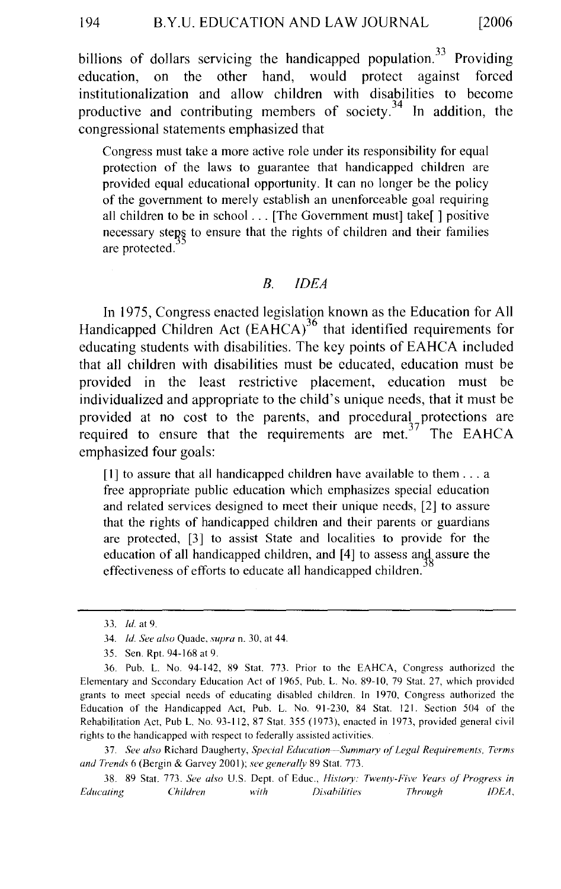billions of dollars servicing the handicapped population.[33] Providing education, on the other hand, would protect against forced institutionalization and allow children with disabilities to become productive and contributing members of society.[34] In addition, the congressional statements emphasized that

> Congress must take a more active role under its responsibility for equal protection of the laws to guarantee that handicapped children are provided equal educational opportunity. It can no longer be the policy of the government to merely establish an unenforceable goal requiring all children to be in school . . . [The Government must] take[ ] positive necessary steps to ensure that the rights of children and their families are protected.[35]

### *B. IDEA*

In 1975, Congress enacted legislation known as the Education for All Handicapped Children Act (EAHCA)[36] that identified requirements for educating students with disabilities. The key points of EAHCA included that all children with disabilities must be educated, education must be provided in the least restrictive placement, education must be individualized and appropriate to the child's unique needs, that it must be provided at no cost to the parents, and procedural protections are required to ensure that the requirements are met.[37] The EAHCA emphasized four goals:

> [1] to assure that all handicapped children have available to them . . . a free appropriate public education which emphasizes special education and related services designed to meet their unique needs, [2] to assure that the rights of handicapped children and their parents or guardians are protected, [3] to assist State and localities to provide for the education of all handicapped children, and [4] to assess and assure the effectiveness of efforts to educate all handicapped children.[38]

---

33. *Id.* at 9.

34. *Id. See also* Quade, *supra* n. 30, at 44.

35. Sen. Rpt. 94-168 at 9.

36. Pub. L. No. 94-142, 89 Stat. 773. Prior to the EAHCA, Congress authorized the Elementary and Secondary Education Act of 1965, Pub. L. No. 89-10, 79 Stat. 27, which provided grants to meet special needs of educating disabled children. In 1970, Congress authorized the Education of the Handicapped Act, Pub. L. No. 91-230, 84 Stat. 121. Section 504 of the Rehabilitation Act, Pub L. No. 93-112, 87 Stat. 355 (1973), enacted in 1973, provided general civil rights to the handicapped with respect to federally assisted activities.

37. *See also* Richard Daugherty, *Special Education—Summary of Legal Requirements, Terms and Trends* 6 (Bergin & Garvey 2001); *see generally* 89 Stat. 773.

38. 89 Stat. 773. *See also* U.S. Dept. of Educ., *History: Twenty-Five Years of Progress in Educating Children with Disabilities Through IDEA*,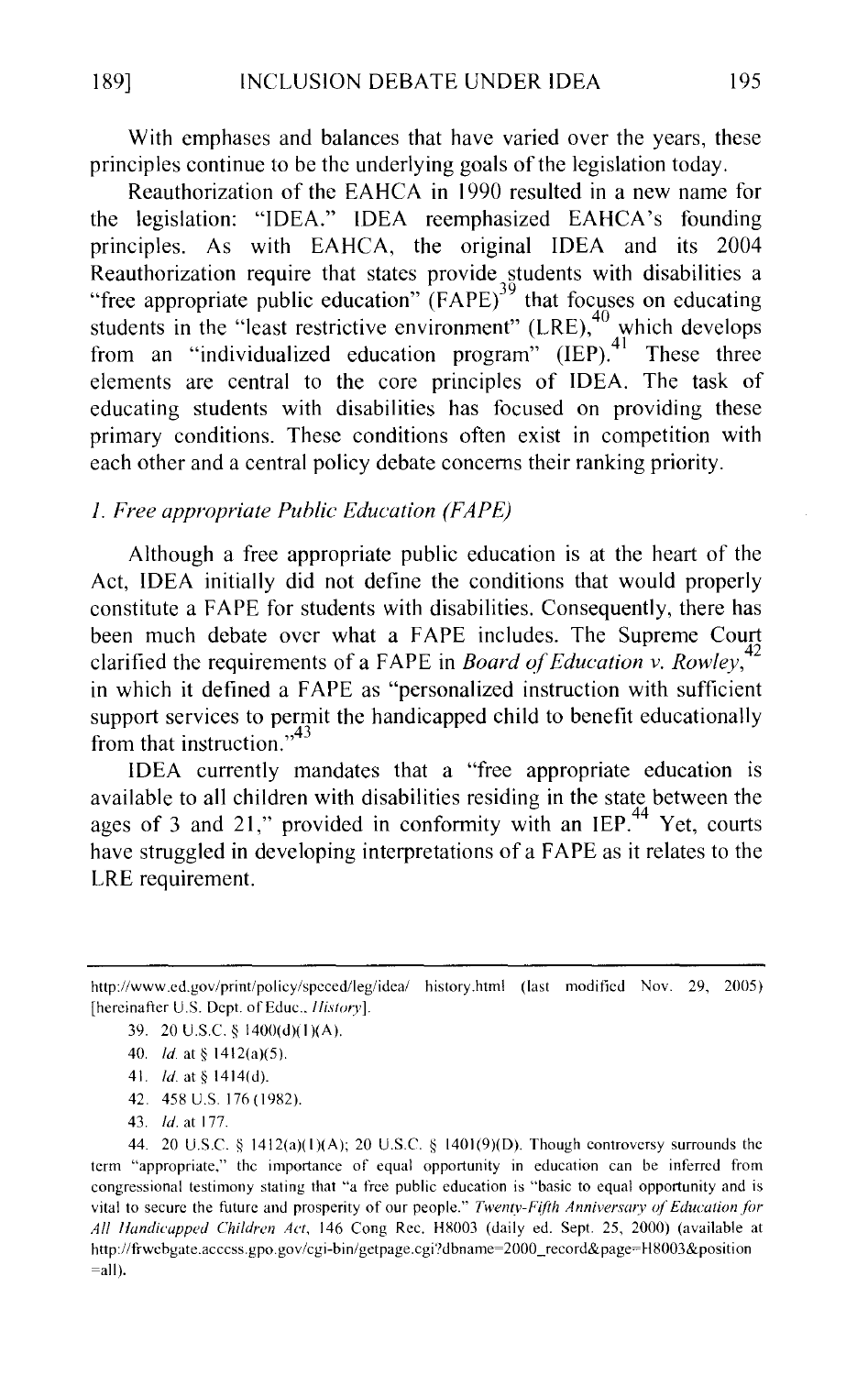With emphases and balances that have varied over the years, these principles continue to be the underlying goals of the legislation today.

Reauthorization of the EAHCA in 1990 resulted in a new name for the legislation: "IDEA." IDEA reemphasized EAHCA's founding principles. As with EAHCA, the original IDEA and its 2004 Reauthorization require that states provide students with disabilities a "free appropriate public education" (FAPE)[39] that focuses on educating students in the "least restrictive environment" (LRE),[40] which develops from an "individualized education program" (IEP).[41] These three elements are central to the core principles of IDEA. The task of educating students with disabilities has focused on providing these primary conditions. These conditions often exist in competition with each other and a central policy debate concerns their ranking priority.

### *1. Free appropriate Public Education (FAPE)*

Although a free appropriate public education is at the heart of the Act, IDEA initially did not define the conditions that would properly constitute a FAPE for students with disabilities. Consequently, there has been much debate over what a FAPE includes. The Supreme Court clarified the requirements of a FAPE in *Board of Education v. Rowley*,[42] in which it defined a FAPE as "personalized instruction with sufficient support services to permit the handicapped child to benefit educationally from that instruction."[43]

IDEA currently mandates that a "free appropriate education is available to all children with disabilities residing in the state between the ages of 3 and 21," provided in conformity with an IEP.[44] Yet, courts have struggled in developing interpretations of a FAPE as it relates to the LRE requirement.

---

http://www.ed.gov/print/policy/speced/leg/idea/ history.html (last modified Nov. 29, 2005) [hereinafter U.S. Dept. of Educ., *History*].

39. 20 U.S.C. § 1400(d)(1)(A).

40. *Id.* at § 1412(a)(5).

41. *Id.* at § 1414(d).

42. 458 U.S. 176 (1982).

43. *Id.* at 177.

44. 20 U.S.C. § 1412(a)(1)(A); 20 U.S.C. § 1401(9)(D). Though controversy surrounds the term "appropriate," the importance of equal opportunity in education can be inferred from congressional testimony stating that "a free public education is "basic to equal opportunity and is vital to secure the future and prosperity of our people." *Twenty-Fifth Anniversary of Education for All Handicapped Children Act*, 146 Cong Rec. H8003 (daily ed. Sept. 25, 2000) (available at http://frwebgate.access.gpo.gov/cgi-bin/getpage.cgi?dbname=2000_record&page=H8003&position=all).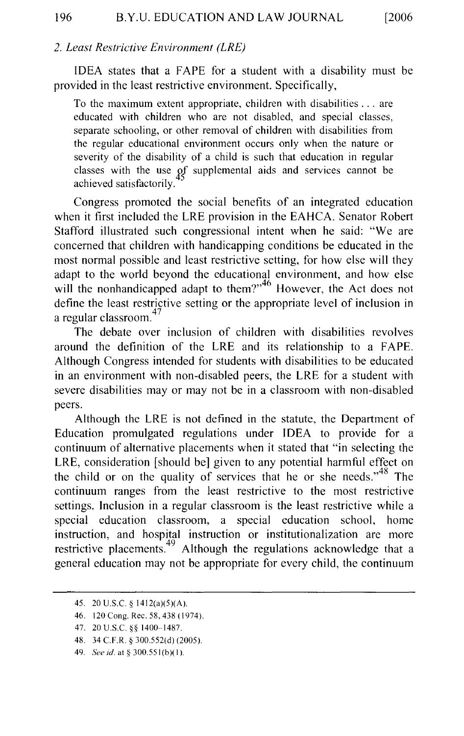### 2. *Least Restrictive Environment (LRE)*

IDEA states that a FAPE for a student with a disability must be provided in the least restrictive environment. Specifically,

> To the maximum extent appropriate, children with disabilities . . . are educated with children who are not disabled, and special classes, separate schooling, or other removal of children with disabilities from the regular educational environment occurs only when the nature or severity of the disability of a child is such that education in regular classes with the use of supplemental aids and services cannot be achieved satisfactorily.[45]

Congress promoted the social benefits of an integrated education when it first included the LRE provision in the EAHCA. Senator Robert Stafford illustrated such congressional intent when he said: "We are concerned that children with handicapping conditions be educated in the most normal possible and least restrictive setting, for how else will they adapt to the world beyond the educational environment, and how else will the nonhandicapped adapt to them?"[46] However, the Act does not define the least restrictive setting or the appropriate level of inclusion in a regular classroom.[47]

The debate over inclusion of children with disabilities revolves around the definition of the LRE and its relationship to a FAPE. Although Congress intended for students with disabilities to be educated in an environment with non-disabled peers, the LRE for a student with severe disabilities may or may not be in a classroom with non-disabled peers.

Although the LRE is not defined in the statute, the Department of Education promulgated regulations under IDEA to provide for a continuum of alternative placements when it stated that "in selecting the LRE, consideration [should be] given to any potential harmful effect on the child or on the quality of services that he or she needs."[48] The continuum ranges from the least restrictive to the most restrictive settings. Inclusion in a regular classroom is the least restrictive while a special education classroom, a special education school, home instruction, and hospital instruction or institutionalization are more restrictive placements.[49] Although the regulations acknowledge that a general education may not be appropriate for every child, the continuum

---

45. 20 U.S.C. § 1412(a)(5)(A).

46. 120 Cong. Rec. 58, 438 (1974).

47. 20 U.S.C. §§ 1400–1487.

48. 34 C.F.R. § 300.552(d) (2005).

49. *See id.* at § 300.551(b)(1).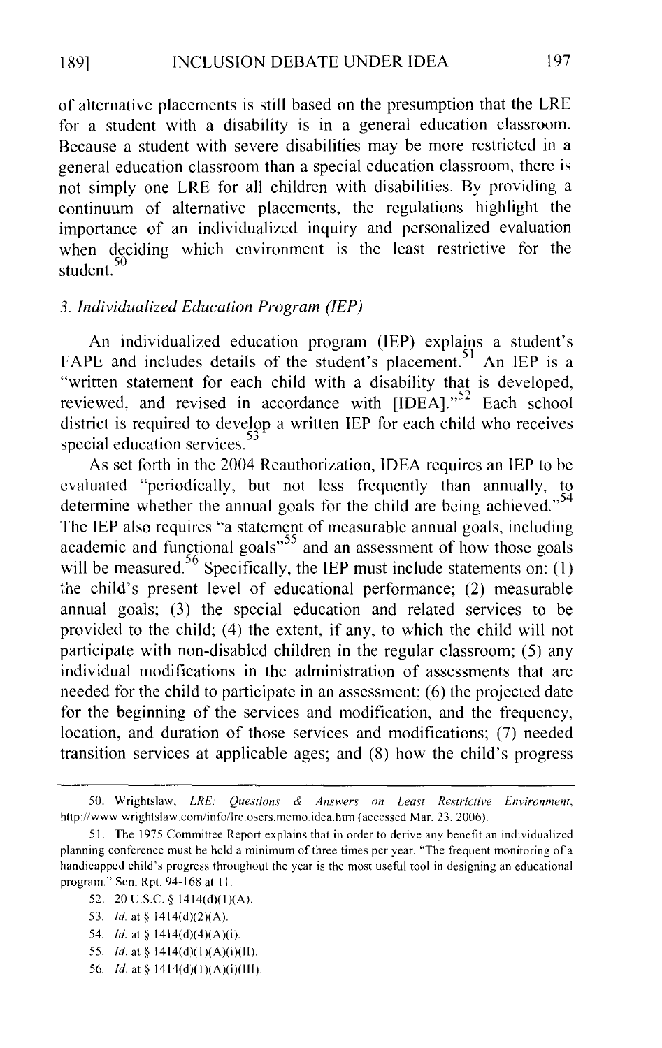of alternative placements is still based on the presumption that the LRE for a student with a disability is in a general education classroom. Because a student with severe disabilities may be more restricted in a general education classroom than a special education classroom, there is not simply one LRE for all children with disabilities. By providing a continuum of alternative placements, the regulations highlight the importance of an individualized inquiry and personalized evaluation when deciding which environment is the least restrictive for the student.[50]

### *3. Individualized Education Program (IEP)*

An individualized education program (IEP) explains a student's FAPE and includes details of the student's placement.[51] An IEP is a "written statement for each child with a disability that is developed, reviewed, and revised in accordance with [IDEA]."[52] Each school district is required to develop a written IEP for each child who receives special education services.[53]

As set forth in the 2004 Reauthorization, IDEA requires an IEP to be evaluated "periodically, but not less frequently than annually, to determine whether the annual goals for the child are being achieved."[54] The IEP also requires "a statement of measurable annual goals, including academic and functional goals"[55] and an assessment of how those goals will be measured.[56] Specifically, the IEP must include statements on: (1) the child's present level of educational performance; (2) measurable annual goals; (3) the special education and related services to be provided to the child; (4) the extent, if any, to which the child will not participate with non-disabled children in the regular classroom; (5) any individual modifications in the administration of assessments that are needed for the child to participate in an assessment; (6) the projected date for the beginning of the services and modification, and the frequency, location, and duration of those services and modifications; (7) needed transition services at applicable ages; and (8) how the child's progress

---

50. Wrightslaw, *LRE: Questions & Answers on Least Restrictive Environment*, http://www.wrightslaw.com/info/lre.osers.memo.idea.htm (accessed Mar. 23, 2006).

51. The 1975 Committee Report explains that in order to derive any benefit an individualized planning conference must be held a minimum of three times per year. "The frequent monitoring of a handicapped child's progress throughout the year is the most useful tool in designing an educational program." Sen. Rpt. 94-168 at 11.

52. 20 U.S.C. § 1414(d)(1)(A).

53. *Id.* at § 1414(d)(2)(A).

54. *Id.* at § 1414(d)(4)(A)(i).

55. *Id.* at § 1414(d)(1)(A)(i)(II).

56. *Id.* at § 1414(d)(1)(A)(i)(III).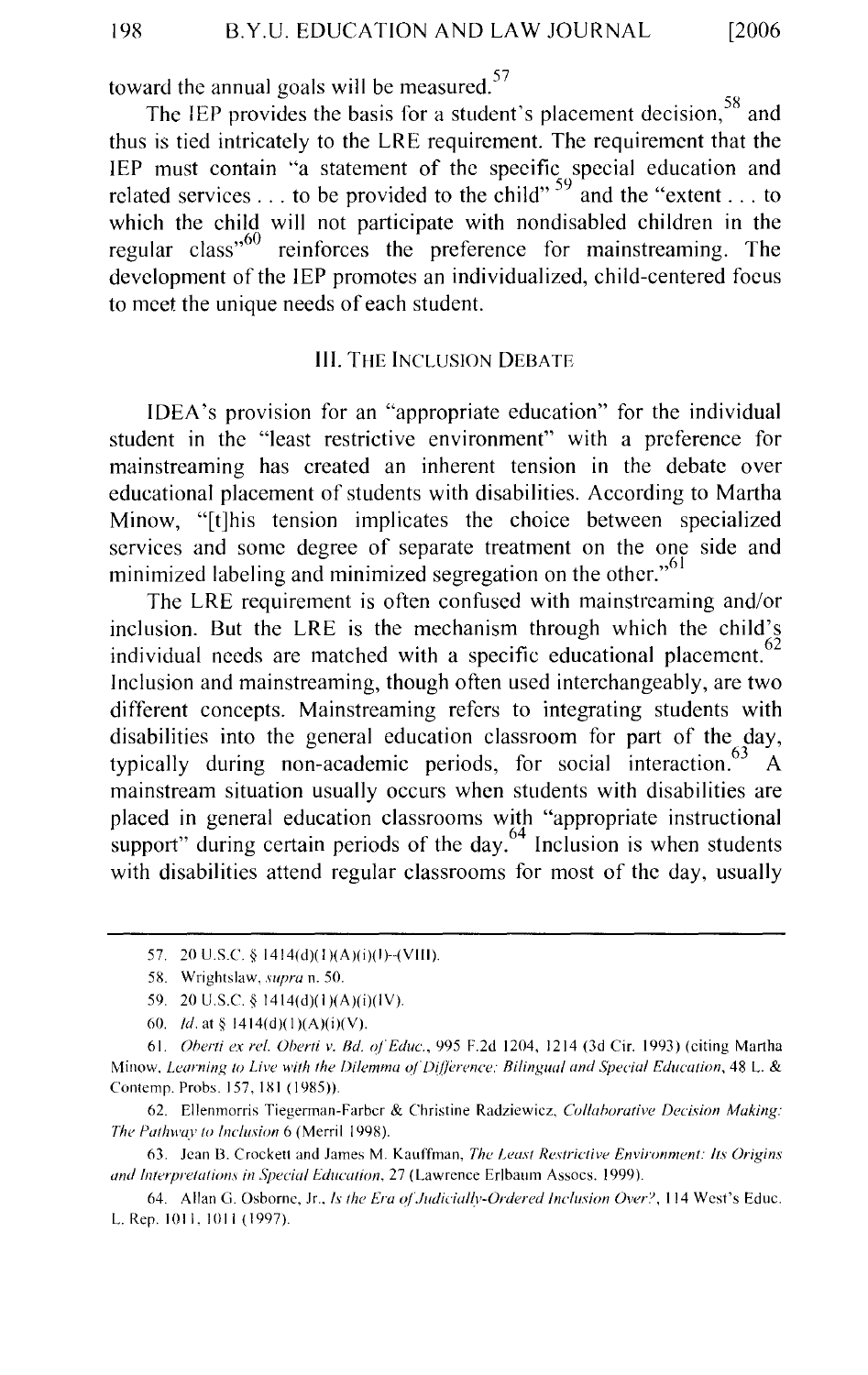toward the annual goals will be measured.[57]

The IEP provides the basis for a student's placement decision,[58] and thus is tied intricately to the LRE requirement. The requirement that the IEP must contain "a statement of the specific special education and related services . . . to be provided to the child"[59] and the "extent . . . to which the child will not participate with nondisabled children in the regular class"[60] reinforces the preference for mainstreaming. The development of the IEP promotes an individualized, child-centered focus to meet the unique needs of each student.

## III. THE INCLUSION DEBATE

IDEA's provision for an "appropriate education" for the individual student in the "least restrictive environment" with a preference for mainstreaming has created an inherent tension in the debate over educational placement of students with disabilities. According to Martha Minow, "[t]his tension implicates the choice between specialized services and some degree of separate treatment on the one side and minimized labeling and minimized segregation on the other."[61]

The LRE requirement is often confused with mainstreaming and/or inclusion. But the LRE is the mechanism through which the child's individual needs are matched with a specific educational placement.[62] Inclusion and mainstreaming, though often used interchangeably, are two different concepts. Mainstreaming refers to integrating students with disabilities into the general education classroom for part of the day, typically during non-academic periods, for social interaction.[63] A mainstream situation usually occurs when students with disabilities are placed in general education classrooms with "appropriate instructional support" during certain periods of the day.[64] Inclusion is when students with disabilities attend regular classrooms for most of the day, usually

---

57. 20 U.S.C. § 1414(d)(1)(A)(i)(I)-(VIII).

58. Wrightslaw, *supra* n. 50.

59. 20 U.S.C. § 1414(d)(1)(A)(i)(IV).

60. *Id.* at § 1414(d)(1)(A)(i)(V).

61. *Oberti ex rel. Oberti v. Bd. of Educ.*, 995 F.2d 1204, 1214 (3d Cir. 1993) (citing Martha Minow, *Learning to Live with the Dilemma of Difference: Bilingual and Special Education*, 48 L. & Contemp. Probs. 157, 181 (1985)).

62. Ellenmorris Tiegerman-Farber & Christine Radziewicz, *Collaborative Decision Making: The Pathway to Inclusion* 6 (Merril 1998).

63. Jean B. Crockett and James M. Kauffman, *The Least Restrictive Environment: Its Origins and Interpretations in Special Education*, 27 (Lawrence Erlbaum Assocs. 1999).

64. Allan G. Osborne, Jr., *Is the Era of Judicially-Ordered Inclusion Over?*, 114 West's Educ. L. Rep. 1011, 1011 (1997).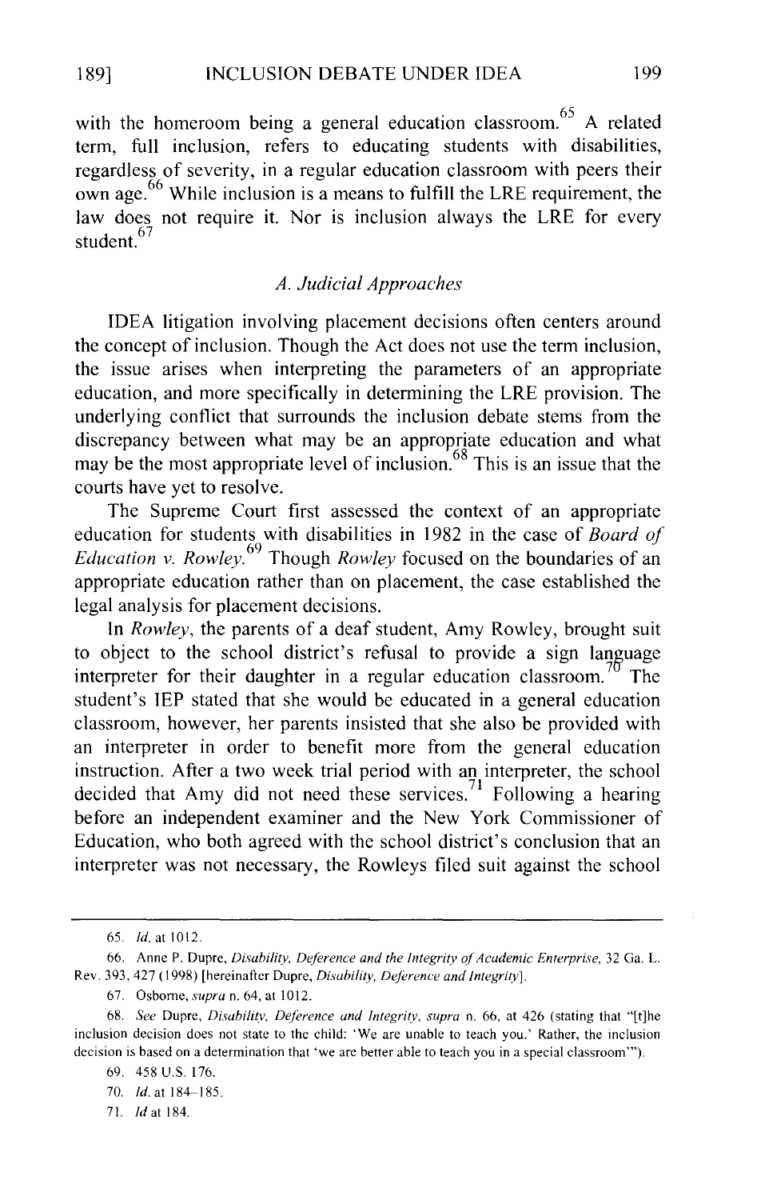with the homeroom being a general education classroom.[65] A related term, full inclusion, refers to educating students with disabilities, regardless of severity, in a regular education classroom with peers their own age.[66] While inclusion is a means to fulfill the LRE requirement, the law does not require it. Nor is inclusion always the LRE for every student.[67]

### *A. Judicial Approaches*

IDEA litigation involving placement decisions often centers around the concept of inclusion. Though the Act does not use the term inclusion, the issue arises when interpreting the parameters of an appropriate education, and more specifically in determining the LRE provision. The underlying conflict that surrounds the inclusion debate stems from the discrepancy between what may be an appropriate education and what may be the most appropriate level of inclusion.[68] This is an issue that the courts have yet to resolve.

The Supreme Court first assessed the context of an appropriate education for students with disabilities in 1982 in the case of *Board of Education v. Rowley.*[69] Though *Rowley* focused on the boundaries of an appropriate education rather than on placement, the case established the legal analysis for placement decisions.

In *Rowley*, the parents of a deaf student, Amy Rowley, brought suit to object to the school district's refusal to provide a sign language interpreter for their daughter in a regular education classroom.[70] The student's IEP stated that she would be educated in a general education classroom, however, her parents insisted that she also be provided with an interpreter in order to benefit more from the general education instruction. After a two week trial period with an interpreter, the school decided that Amy did not need these services.[71] Following a hearing before an independent examiner and the New York Commissioner of Education, who both agreed with the school district's conclusion that an interpreter was not necessary, the Rowleys filed suit against the school

---

65. *Id.* at 1012.

66. Anne P. Dupre, *Disability, Deference and the Integrity of Academic Enterprise*, 32 Ga. L. Rev. 393, 427 (1998) [hereinafter Dupre, *Disability, Deference and Integrity*].

67. Osborne, *supra* n. 64, at 1012.

68. *See* Dupre, *Disability, Deference and Integrity*, *supra* n. 66, at 426 (stating that "[t]he inclusion decision does not state to the child: 'We are unable to teach you.' Rather, the inclusion decision is based on a determination that 'we are better able to teach you in a special classroom'").

69. 458 U.S. 176.

70. *Id.* at 184–185.

71. *Id* at 184.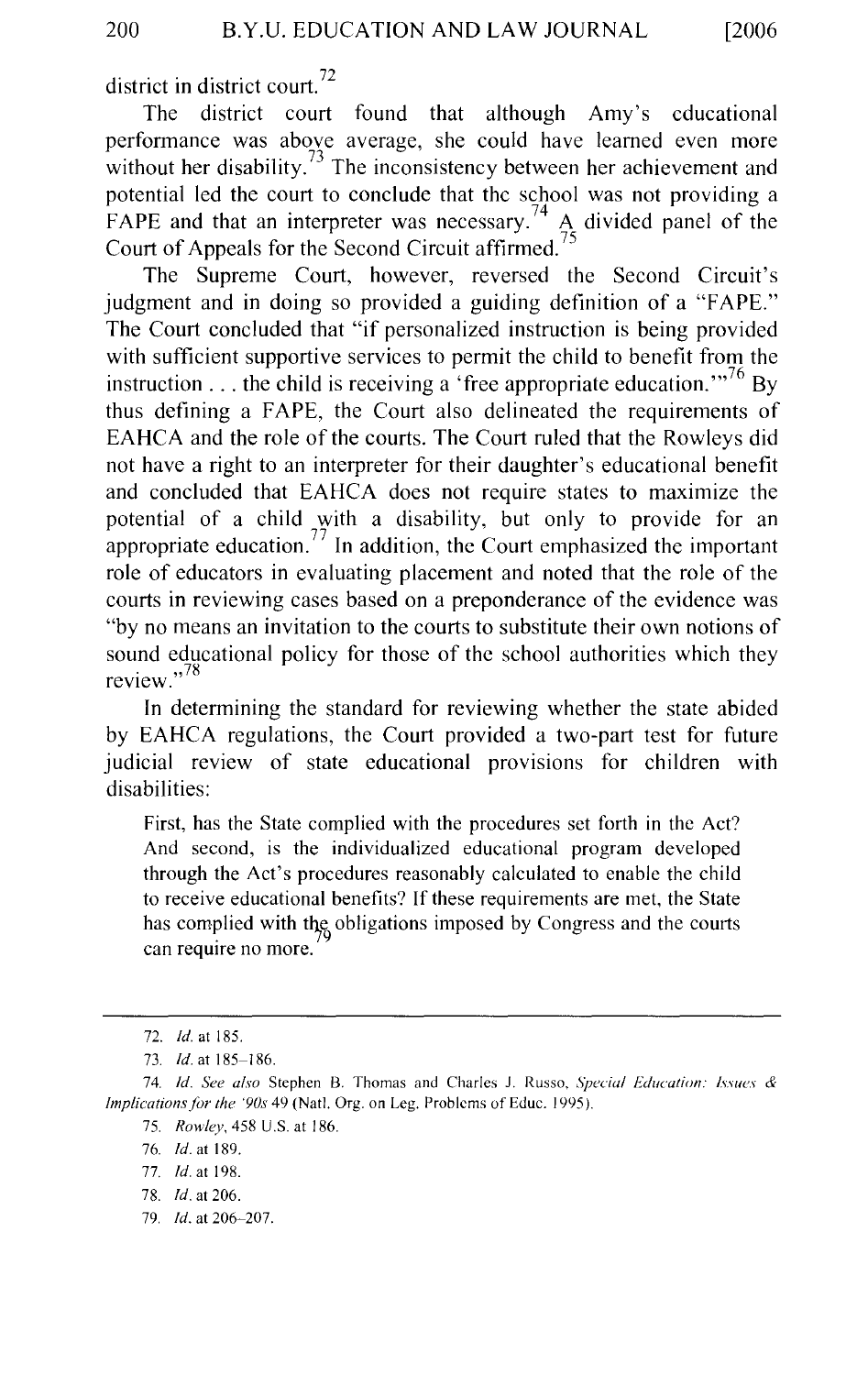district in district court.[72]

The district court found that although Amy's educational performance was above average, she could have learned even more without her disability.[73] The inconsistency between her achievement and potential led the court to conclude that the school was not providing a FAPE and that an interpreter was necessary.[74] A divided panel of the Court of Appeals for the Second Circuit affirmed.[75]

The Supreme Court, however, reversed the Second Circuit's judgment and in doing so provided a guiding definition of a "FAPE." The Court concluded that "if personalized instruction is being provided with sufficient supportive services to permit the child to benefit from the instruction . . . the child is receiving a 'free appropriate education.'"[76] By thus defining a FAPE, the Court also delineated the requirements of EAHCA and the role of the courts. The Court ruled that the Rowleys did not have a right to an interpreter for their daughter's educational benefit and concluded that EAHCA does not require states to maximize the potential of a child with a disability, but only to provide for an appropriate education.[77] In addition, the Court emphasized the important role of educators in evaluating placement and noted that the role of the courts in reviewing cases based on a preponderance of the evidence was "by no means an invitation to the courts to substitute their own notions of sound educational policy for those of the school authorities which they review."[78]

In determining the standard for reviewing whether the state abided by EAHCA regulations, the Court provided a two-part test for future judicial review of state educational provisions for children with disabilities:

> First, has the State complied with the procedures set forth in the Act? And second, is the individualized educational program developed through the Act's procedures reasonably calculated to enable the child to receive educational benefits? If these requirements are met, the State has complied with the obligations imposed by Congress and the courts can require no more.[79]

---

72. *Id.* at 185.

73. *Id.* at 185–186.

74. *Id. See also* Stephen B. Thomas and Charles J. Russo, *Special Education: Issues & Implications for the '90s* 49 (Natl. Org. on Leg. Problems of Educ. 1995).

75. *Rowley*, 458 U.S. at 186.

76. *Id.* at 189.

77. *Id.* at 198.

78. *Id.* at 206.

79. *Id.* at 206–207.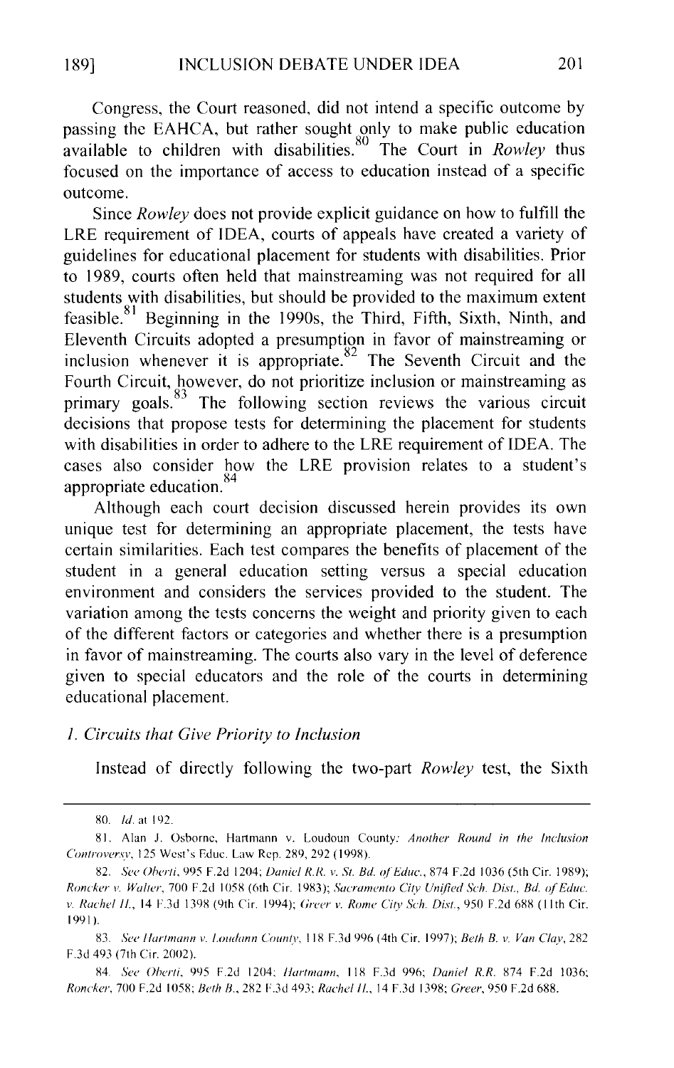Congress, the Court reasoned, did not intend a specific outcome by passing the EAHCA, but rather sought only to make public education available to children with disabilities.[80] The Court in *Rowley* thus focused on the importance of access to education instead of a specific outcome.

Since *Rowley* does not provide explicit guidance on how to fulfill the LRE requirement of IDEA, courts of appeals have created a variety of guidelines for educational placement for students with disabilities. Prior to 1989, courts often held that mainstreaming was not required for all students with disabilities, but should be provided to the maximum extent feasible.[81] Beginning in the 1990s, the Third, Fifth, Sixth, Ninth, and Eleventh Circuits adopted a presumption in favor of mainstreaming or inclusion whenever it is appropriate.[82] The Seventh Circuit and the Fourth Circuit, however, do not prioritize inclusion or mainstreaming as primary goals.[83] The following section reviews the various circuit decisions that propose tests for determining the placement for students with disabilities in order to adhere to the LRE requirement of IDEA. The cases also consider how the LRE provision relates to a student's appropriate education.[84]

Although each court decision discussed herein provides its own unique test for determining an appropriate placement, the tests have certain similarities. Each test compares the benefits of placement of the student in a general education setting versus a special education environment and considers the services provided to the student. The variation among the tests concerns the weight and priority given to each of the different factors or categories and whether there is a presumption in favor of mainstreaming. The courts also vary in the level of deference given to special educators and the role of the courts in determining educational placement.

### *1. Circuits that Give Priority to Inclusion*

Instead of directly following the two-part *Rowley* test, the Sixth

---

80. *Id.* at 192.

81. Alan J. Osborne, Hartmann v. Loudoun County*: Another Round in the Inclusion Controversy*, 125 West's Educ. Law Rep. 289, 292 (1998).

82. *See Oberti*, 995 F.2d 1204; *Daniel R.R. v. St. Bd. of Educ.*, 874 F.2d 1036 (5th Cir. 1989); *Roncker v. Walter*, 700 F.2d 1058 (6th Cir. 1983); *Sacramento City Unified Sch. Dist., Bd. of Educ. v. Rachel H.*, 14 F.3d 1398 (9th Cir. 1994); *Greer v. Rome City Sch. Dist.*, 950 F.2d 688 (11th Cir. 1991).

83. *See Hartmann v. Loudoun County*, 118 F.3d 996 (4th Cir. 1997); *Beth B. v. Van Clay*, 282 F.3d 493 (7th Cir. 2002).

84. *See Oberti*, 995 F.2d 1204; *Hartmann*, 118 F.3d 996; *Daniel R.R.* 874 F.2d 1036; *Roncker*, 700 F.2d 1058; *Beth B.*, 282 F.3d 493; *Rachel H.*, 14 F.3d 1398; *Greer*, 950 F.2d 688.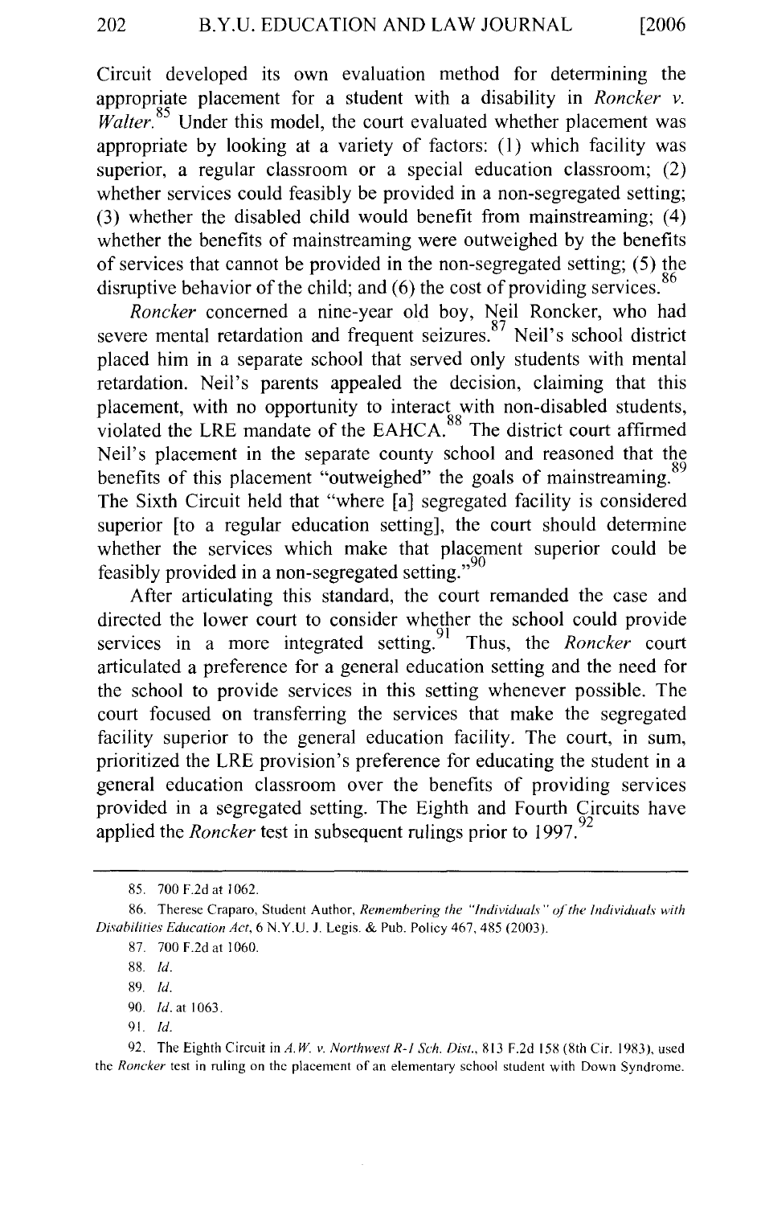Circuit developed its own evaluation method for determining the appropriate placement for a student with a disability in *Roncker v. Walter.*[85] Under this model, the court evaluated whether placement was appropriate by looking at a variety of factors: (1) which facility was superior, a regular classroom or a special education classroom; (2) whether services could feasibly be provided in a non-segregated setting; (3) whether the disabled child would benefit from mainstreaming; (4) whether the benefits of mainstreaming were outweighed by the benefits of services that cannot be provided in the non-segregated setting; (5) the disruptive behavior of the child; and (6) the cost of providing services.[86]

*Roncker* concerned a nine-year old boy, Neil Roncker, who had severe mental retardation and frequent seizures.[87] Neil's school district placed him in a separate school that served only students with mental retardation. Neil's parents appealed the decision, claiming that this placement, with no opportunity to interact with non-disabled students, violated the LRE mandate of the EAHCA.[88] The district court affirmed Neil's placement in the separate county school and reasoned that the benefits of this placement "outweighed" the goals of mainstreaming.[89] The Sixth Circuit held that "where [a] segregated facility is considered superior [to a regular education setting], the court should determine whether the services which make that placement superior could be feasibly provided in a non-segregated setting."[90]

After articulating this standard, the court remanded the case and directed the lower court to consider whether the school could provide services in a more integrated setting.[91] Thus, the *Roncker* court articulated a preference for a general education setting and the need for the school to provide services in this setting whenever possible. The court focused on transferring the services that make the segregated facility superior to the general education facility. The court, in sum, prioritized the LRE provision's preference for educating the student in a general education classroom over the benefits of providing services provided in a segregated setting. The Eighth and Fourth Circuits have applied the *Roncker* test in subsequent rulings prior to 1997.[92]

---

85. 700 F.2d at 1062.

86. Therese Craparo, Student Author, *Remembering the "Individuals" of the Individuals with Disabilities Education Act*, 6 N.Y.U. J. Legis. & Pub. Policy 467, 485 (2003).

87. 700 F.2d at 1060.

88. *Id.*

89. *Id.*

90. *Id.* at 1063.

91. *Id.*

92. The Eighth Circuit in *A.W. v. Northwest R-1 Sch. Dist.*, 813 F.2d 158 (8th Cir. 1983), used the *Roncker* test in ruling on the placement of an elementary school student with Down Syndrome.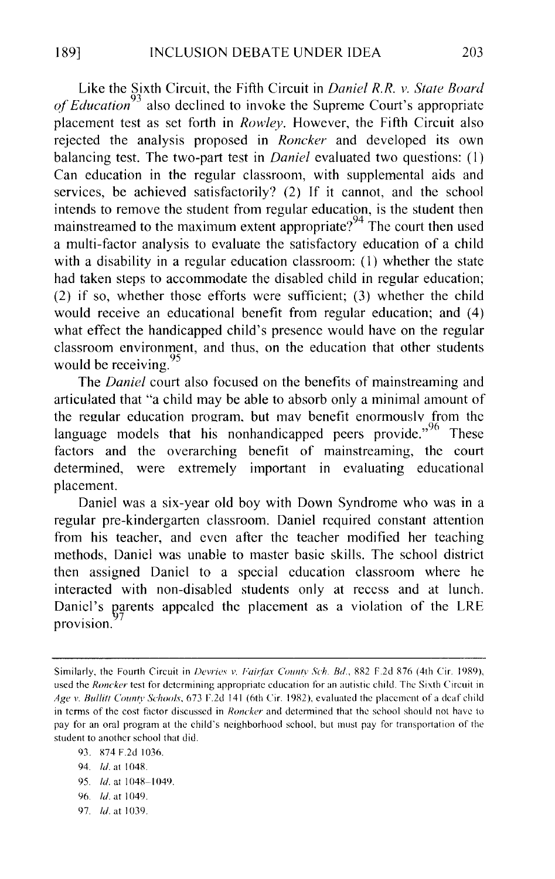Like the Sixth Circuit, the Fifth Circuit in *Daniel R.R. v. State Board of Education*[93] also declined to invoke the Supreme Court's appropriate placement test as set forth in *Rowley*. However, the Fifth Circuit also rejected the analysis proposed in *Roncker* and developed its own balancing test. The two-part test in *Daniel* evaluated two questions: (1) Can education in the regular classroom, with supplemental aids and services, be achieved satisfactorily? (2) If it cannot, and the school intends to remove the student from regular education, is the student then mainstreamed to the maximum extent appropriate?[94] The court then used a multi-factor analysis to evaluate the satisfactory education of a child with a disability in a regular education classroom: (1) whether the state had taken steps to accommodate the disabled child in regular education; (2) if so, whether those efforts were sufficient; (3) whether the child would receive an educational benefit from regular education; and (4) what effect the handicapped child's presence would have on the regular classroom environment, and thus, on the education that other students would be receiving.[95]

The *Daniel* court also focused on the benefits of mainstreaming and articulated that "a child may be able to absorb only a minimal amount of the regular education program, but may benefit enormously from the language models that his nonhandicapped peers provide."[96] These factors and the overarching benefit of mainstreaming, the court determined, were extremely important in evaluating educational placement.

Daniel was a six-year old boy with Down Syndrome who was in a regular pre-kindergarten classroom. Daniel required constant attention from his teacher, and even after the teacher modified her teaching methods, Daniel was unable to master basic skills. The school district then assigned Daniel to a special education classroom where he interacted with non-disabled students only at recess and at lunch. Daniel's parents appealed the placement as a violation of the LRE provision.[97]

---

Similarly, the Fourth Circuit in *Devries v. Fairfax County Sch. Bd.*, 882 F.2d 876 (4th Cir. 1989), used the *Roncker* test for determining appropriate education for an autistic child. The Sixth Circuit in *Age v. Bullitt County Schools*, 673 F.2d 141 (6th Cir. 1982), evaluated the placement of a deaf child in terms of the cost factor discussed in *Roncker* and determined that the school should not have to pay for an oral program at the child's neighborhood school, but must pay for transportation of the student to another school that did.

93. 874 F.2d 1036.

94. *Id.* at 1048.

95. *Id.* at 1048–1049.

96. *Id.* at 1049.

97. *Id.* at 1039.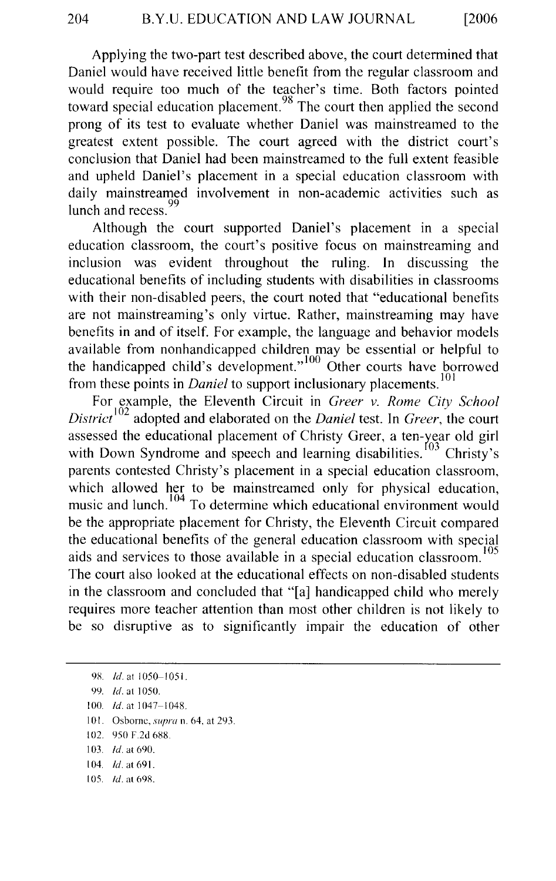Applying the two-part test described above, the court determined that Daniel would have received little benefit from the regular classroom and would require too much of the teacher's time. Both factors pointed toward special education placement.[98] The court then applied the second prong of its test to evaluate whether Daniel was mainstreamed to the greatest extent possible. The court agreed with the district court's conclusion that Daniel had been mainstreamed to the full extent feasible and upheld Daniel's placement in a special education classroom with daily mainstreamed involvement in non-academic activities such as lunch and recess.[99]

Although the court supported Daniel's placement in a special education classroom, the court's positive focus on mainstreaming and inclusion was evident throughout the ruling. In discussing the educational benefits of including students with disabilities in classrooms with their non-disabled peers, the court noted that "educational benefits are not mainstreaming's only virtue. Rather, mainstreaming may have benefits in and of itself. For example, the language and behavior models available from nonhandicapped children may be essential or helpful to the handicapped child's development."[100] Other courts have borrowed from these points in *Daniel* to support inclusionary placements.[101]

For example, the Eleventh Circuit in *Greer v. Rome City School District*[102] adopted and elaborated on the *Daniel* test. In *Greer*, the court assessed the educational placement of Christy Greer, a ten-year old girl with Down Syndrome and speech and learning disabilities.[103] Christy's parents contested Christy's placement in a special education classroom, which allowed her to be mainstreamed only for physical education, music and lunch.[104] To determine which educational environment would be the appropriate placement for Christy, the Eleventh Circuit compared the educational benefits of the general education classroom with special aids and services to those available in a special education classroom.[105] The court also looked at the educational effects on non-disabled students in the classroom and concluded that "[a] handicapped child who merely requires more teacher attention than most other children is not likely to be so disruptive as to significantly impair the education of other

---

98. *Id.* at 1050–1051.

99. *Id.* at 1050.

100. *Id.* at 1047–1048.

101. Osborne, *supra* n. 64, at 293.

102. 950 F.2d 688.

103. *Id.* at 690.

104. *Id.* at 691.

105. *Id.* at 698.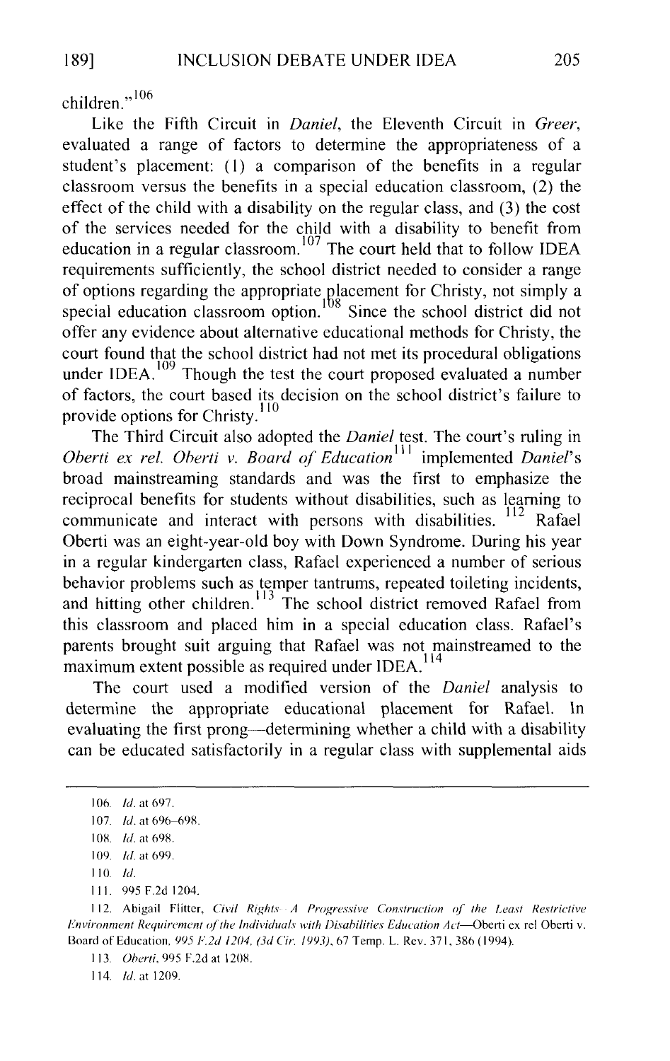children."[106]

Like the Fifth Circuit in *Daniel*, the Eleventh Circuit in *Greer*, evaluated a range of factors to determine the appropriateness of a student's placement: (1) a comparison of the benefits in a regular classroom versus the benefits in a special education classroom, (2) the effect of the child with a disability on the regular class, and (3) the cost of the services needed for the child with a disability to benefit from education in a regular classroom.[107] The court held that to follow IDEA requirements sufficiently, the school district needed to consider a range of options regarding the appropriate placement for Christy, not simply a special education classroom option.[108] Since the school district did not offer any evidence about alternative educational methods for Christy, the court found that the school district had not met its procedural obligations under IDEA.[109] Though the test the court proposed evaluated a number of factors, the court based its decision on the school district's failure to provide options for Christy.[110]

The Third Circuit also adopted the *Daniel* test. The court's ruling in *Oberti ex rel. Oberti v. Board of Education*[111] implemented *Daniel*'s broad mainstreaming standards and was the first to emphasize the reciprocal benefits for students without disabilities, such as learning to communicate and interact with persons with disabilities.[112] Rafael Oberti was an eight-year-old boy with Down Syndrome. During his year in a regular kindergarten class, Rafael experienced a number of serious behavior problems such as temper tantrums, repeated toileting incidents, and hitting other children.[113] The school district removed Rafael from this classroom and placed him in a special education class. Rafael's parents brought suit arguing that Rafael was not mainstreamed to the maximum extent possible as required under IDEA.[114]

The court used a modified version of the *Daniel* analysis to determine the appropriate educational placement for Rafael. In evaluating the first prong—determining whether a child with a disability can be educated satisfactorily in a regular class with supplemental aids

---

106. *Id.* at 697.

107. *Id.* at 696–698.

108. *Id.* at 698.

109. *Id.* at 699.

110. *Id.*

111. 995 F.2d 1204.

112. Abigail Flitter, *Civil Rights—A Progressive Construction of the Least Restrictive Environment Requirement of the Individuals with Disabilities Education Act*—Oberti ex rel Oberti v. Board of Education, *995 F.2d 1204, (3d Cir. 1993)*, 67 Temp. L. Rev. 371, 386 (1994).

113. *Oberti*, 995 F.2d at 1208.

114. *Id.* at 1209.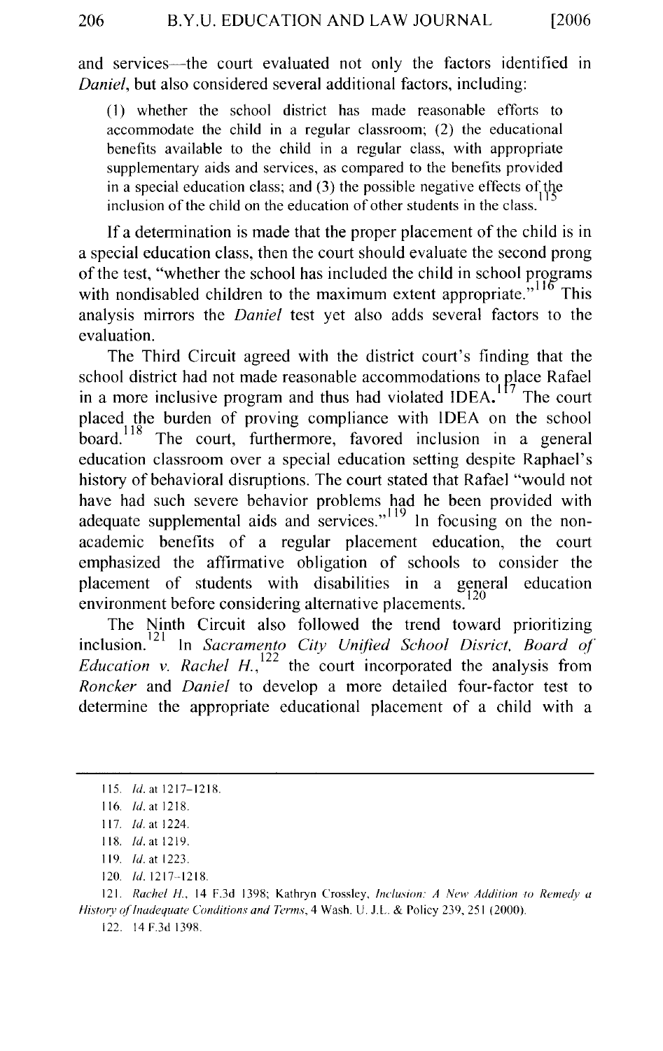and services—the court evaluated not only the factors identified in *Daniel*, but also considered several additional factors, including:

> (1) whether the school district has made reasonable efforts to accommodate the child in a regular classroom; (2) the educational benefits available to the child in a regular class, with appropriate supplementary aids and services, as compared to the benefits provided in a special education class; and (3) the possible negative effects of the inclusion of the child on the education of other students in the class.[115]

If a determination is made that the proper placement of the child is in a special education class, then the court should evaluate the second prong of the test, "whether the school has included the child in school programs with nondisabled children to the maximum extent appropriate."[116] This analysis mirrors the *Daniel* test yet also adds several factors to the evaluation.

The Third Circuit agreed with the district court's finding that the school district had not made reasonable accommodations to place Rafael in a more inclusive program and thus had violated IDEA.[117] The court placed the burden of proving compliance with IDEA on the school board.[118] The court, furthermore, favored inclusion in a general education classroom over a special education setting despite Raphael's history of behavioral disruptions. The court stated that Rafael "would not have had such severe behavior problems had he been provided with adequate supplemental aids and services."[119] In focusing on the non-academic benefits of a regular placement education, the court emphasized the affirmative obligation of schools to consider the placement of students with disabilities in a general education environment before considering alternative placements.[120]

The Ninth Circuit also followed the trend toward prioritizing inclusion.[121] In *Sacramento City Unified School Disrict, Board of Education v. Rachel H.*,[122] the court incorporated the analysis from *Roncker* and *Daniel* to develop a more detailed four-factor test to determine the appropriate educational placement of a child with a

---

115. *Id.* at 1217–1218.

116. *Id.* at 1218.

117. *Id.* at 1224.

118. *Id.* at 1219.

119. *Id.* at 1223.

120. *Id.* 1217–1218.

121. *Rachel H.*, 14 F.3d 1398; Kathryn Crossley, *Inclusion: A New Addition to Remedy a History of Inadequate Conditions and Terms*, 4 Wash. U. J.L. & Policy 239, 251 (2000).

122. 14 F.3d 1398.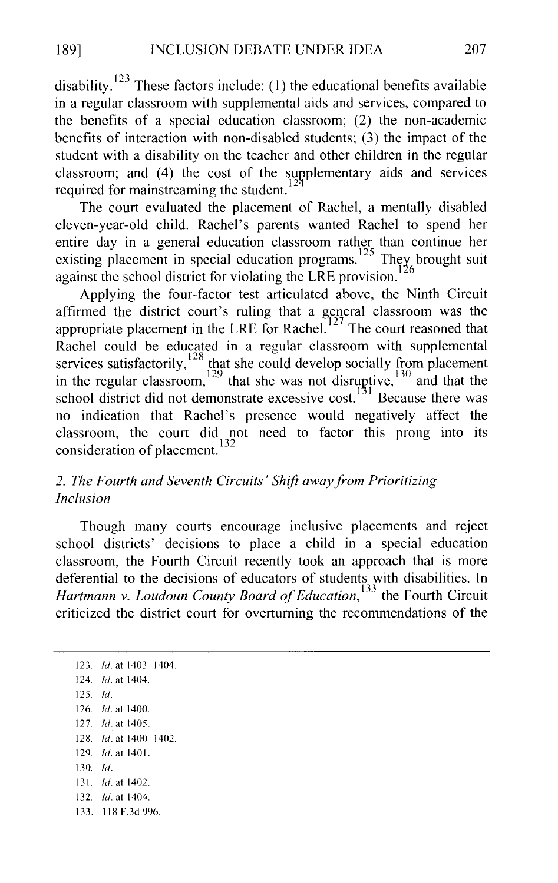disability.[123] These factors include: (1) the educational benefits available in a regular classroom with supplemental aids and services, compared to the benefits of a special education classroom; (2) the non-academic benefits of interaction with non-disabled students; (3) the impact of the student with a disability on the teacher and other children in the regular classroom; and (4) the cost of the supplementary aids and services required for mainstreaming the student.[124]

The court evaluated the placement of Rachel, a mentally disabled eleven-year-old child. Rachel's parents wanted Rachel to spend her entire day in a general education classroom rather than continue her existing placement in special education programs.[125] They brought suit against the school district for violating the LRE provision.[126]

Applying the four-factor test articulated above, the Ninth Circuit affirmed the district court's ruling that a general classroom was the appropriate placement in the LRE for Rachel.[127] The court reasoned that Rachel could be educated in a regular classroom with supplemental services satisfactorily,[128] that she could develop socially from placement in the regular classroom,[129] that she was not disruptive,[130] and that the school district did not demonstrate excessive cost.[131] Because there was no indication that Rachel's presence would negatively affect the classroom, the court did not need to factor this prong into its consideration of placement.[132]

### 2. *The Fourth and Seventh Circuits' Shift away from Prioritizing Inclusion*

Though many courts encourage inclusive placements and reject school districts' decisions to place a child in a special education classroom, the Fourth Circuit recently took an approach that is more deferential to the decisions of educators of students with disabilities. In *Hartmann v. Loudoun County Board of Education*,[133] the Fourth Circuit criticized the district court for overturning the recommendations of the

---

123. *Id.* at 1403–1404.
124. *Id.* at 1404.
125. *Id.*
126. *Id.* at 1400.
127. *Id.* at 1405.
128. *Id.* at 1400–1402.
129. *Id.* at 1401.
130. *Id.*
131. *Id.* at 1402.
132. *Id.* at 1404.
133. 118 F.3d 996.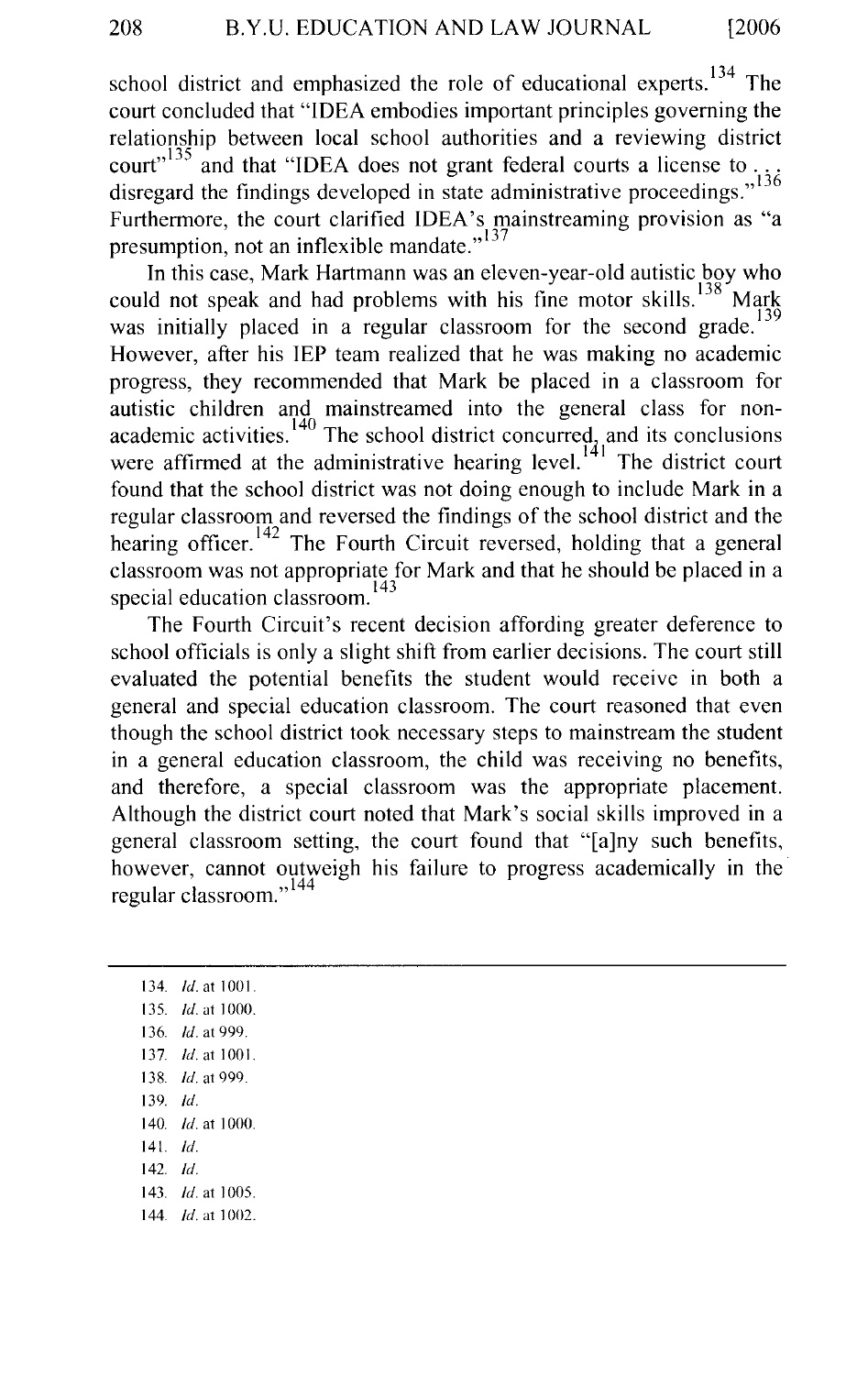school district and emphasized the role of educational experts.[134] The court concluded that "IDEA embodies important principles governing the relationship between local school authorities and a reviewing district court"[135] and that "IDEA does not grant federal courts a license to . . . disregard the findings developed in state administrative proceedings."[136] Furthermore, the court clarified IDEA's mainstreaming provision as "a presumption, not an inflexible mandate."[137]

In this case, Mark Hartmann was an eleven-year-old autistic boy who could not speak and had problems with his fine motor skills.[138] Mark was initially placed in a regular classroom for the second grade.[139] However, after his IEP team realized that he was making no academic progress, they recommended that Mark be placed in a classroom for autistic children and mainstreamed into the general class for non-academic activities.[140] The school district concurred, and its conclusions were affirmed at the administrative hearing level.[141] The district court found that the school district was not doing enough to include Mark in a regular classroom and reversed the findings of the school district and the hearing officer.[142] The Fourth Circuit reversed, holding that a general classroom was not appropriate for Mark and that he should be placed in a special education classroom.[143]

The Fourth Circuit's recent decision affording greater deference to school officials is only a slight shift from earlier decisions. The court still evaluated the potential benefits the student would receive in both a general and special education classroom. The court reasoned that even though the school district took necessary steps to mainstream the student in a general education classroom, the child was receiving no benefits, and therefore, a special classroom was the appropriate placement. Although the district court noted that Mark's social skills improved in a general classroom setting, the court found that "[a]ny such benefits, however, cannot outweigh his failure to progress academically in the regular classroom."[144]

---

134. *Id.* at 1001.
135. *Id.* at 1000.
136. *Id.* at 999.
137. *Id.* at 1001.
138. *Id.* at 999.
139. *Id.*
140. *Id.* at 1000.
141. *Id.*
142. *Id.*
143. *Id.* at 1005.
144. *Id.* at 1002.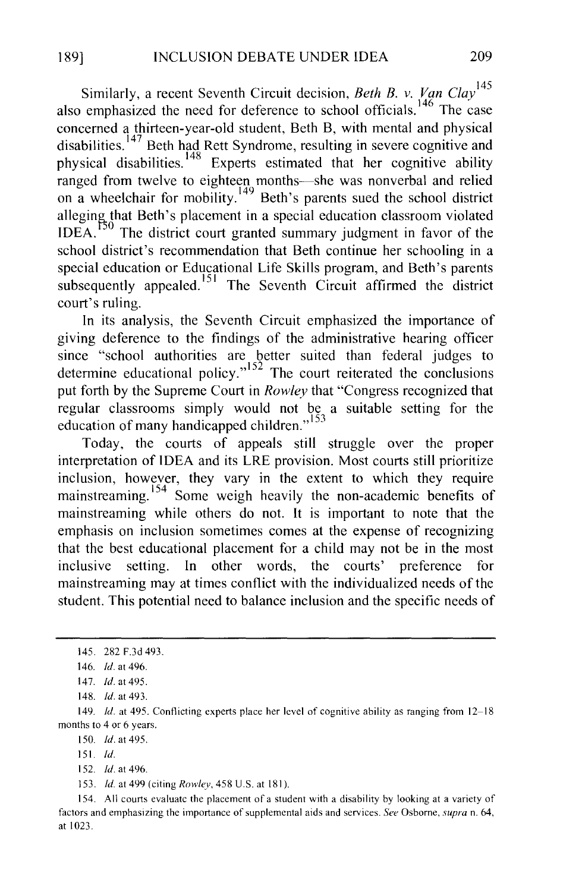Similarly, a recent Seventh Circuit decision, *Beth B. v. Van Clay*[145] also emphasized the need for deference to school officials.[146] The case concerned a thirteen-year-old student, Beth B, with mental and physical disabilities.[147] Beth had Rett Syndrome, resulting in severe cognitive and physical disabilities.[148] Experts estimated that her cognitive ability ranged from twelve to eighteen months—she was nonverbal and relied on a wheelchair for mobility.[149] Beth's parents sued the school district alleging that Beth's placement in a special education classroom violated IDEA.[150] The district court granted summary judgment in favor of the school district's recommendation that Beth continue her schooling in a special education or Educational Life Skills program, and Beth's parents subsequently appealed.[151] The Seventh Circuit affirmed the district court's ruling.

In its analysis, the Seventh Circuit emphasized the importance of giving deference to the findings of the administrative hearing officer since "school authorities are better suited than federal judges to determine educational policy."[152] The court reiterated the conclusions put forth by the Supreme Court in *Rowley* that "Congress recognized that regular classrooms simply would not be a suitable setting for the education of many handicapped children."[153]

Today, the courts of appeals still struggle over the proper interpretation of IDEA and its LRE provision. Most courts still prioritize inclusion, however, they vary in the extent to which they require mainstreaming.[154] Some weigh heavily the non-academic benefits of mainstreaming while others do not. It is important to note that the emphasis on inclusion sometimes comes at the expense of recognizing that the best educational placement for a child may not be in the most inclusive setting. In other words, the courts' preference for mainstreaming may at times conflict with the individualized needs of the student. This potential need to balance inclusion and the specific needs of

---

145. 282 F.3d 493.

146. *Id.* at 496.

147. *Id.* at 495.

148. *Id.* at 493.

149. *Id.* at 495. Conflicting experts place her level of cognitive ability as ranging from 12–18 months to 4 or 6 years.

150. *Id.* at 495.

151. *Id.*

152. *Id.* at 496.

153. *Id.* at 499 (citing *Rowley*, 458 U.S. at 181).

154. All courts evaluate the placement of a student with a disability by looking at a variety of factors and emphasizing the importance of supplemental aids and services. *See* Osborne, *supra* n. 64, at 1023.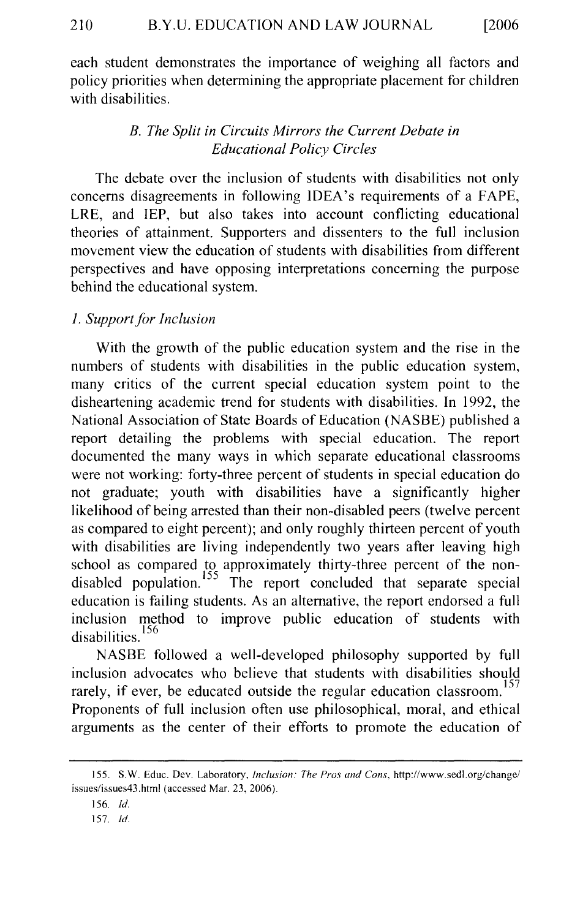each student demonstrates the importance of weighing all factors and policy priorities when determining the appropriate placement for children with disabilities.

### *B. The Split in Circuits Mirrors the Current Debate in Educational Policy Circles*

The debate over the inclusion of students with disabilities not only concerns disagreements in following IDEA's requirements of a FAPE, LRE, and IEP, but also takes into account conflicting educational theories of attainment. Supporters and dissenters to the full inclusion movement view the education of students with disabilities from different perspectives and have opposing interpretations concerning the purpose behind the educational system.

#### *1. Support for Inclusion*

With the growth of the public education system and the rise in the numbers of students with disabilities in the public education system, many critics of the current special education system point to the disheartening academic trend for students with disabilities. In 1992, the National Association of State Boards of Education (NASBE) published a report detailing the problems with special education. The report documented the many ways in which separate educational classrooms were not working: forty-three percent of students in special education do not graduate; youth with disabilities have a significantly higher likelihood of being arrested than their non-disabled peers (twelve percent as compared to eight percent); and only roughly thirteen percent of youth with disabilities are living independently two years after leaving high school as compared to approximately thirty-three percent of the non-disabled population.[155] The report concluded that separate special education is failing students. As an alternative, the report endorsed a full inclusion method to improve public education of students with disabilities.[156]

NASBE followed a well-developed philosophy supported by full inclusion advocates who believe that students with disabilities should rarely, if ever, be educated outside the regular education classroom.[157] Proponents of full inclusion often use philosophical, moral, and ethical arguments as the center of their efforts to promote the education of

---

155. S.W. Educ. Dev. Laboratory, *Inclusion: The Pros and Cons*, http://www.sedl.org/change/issues/issues43.html (accessed Mar. 23, 2006).

156. *Id.*

157. *Id.*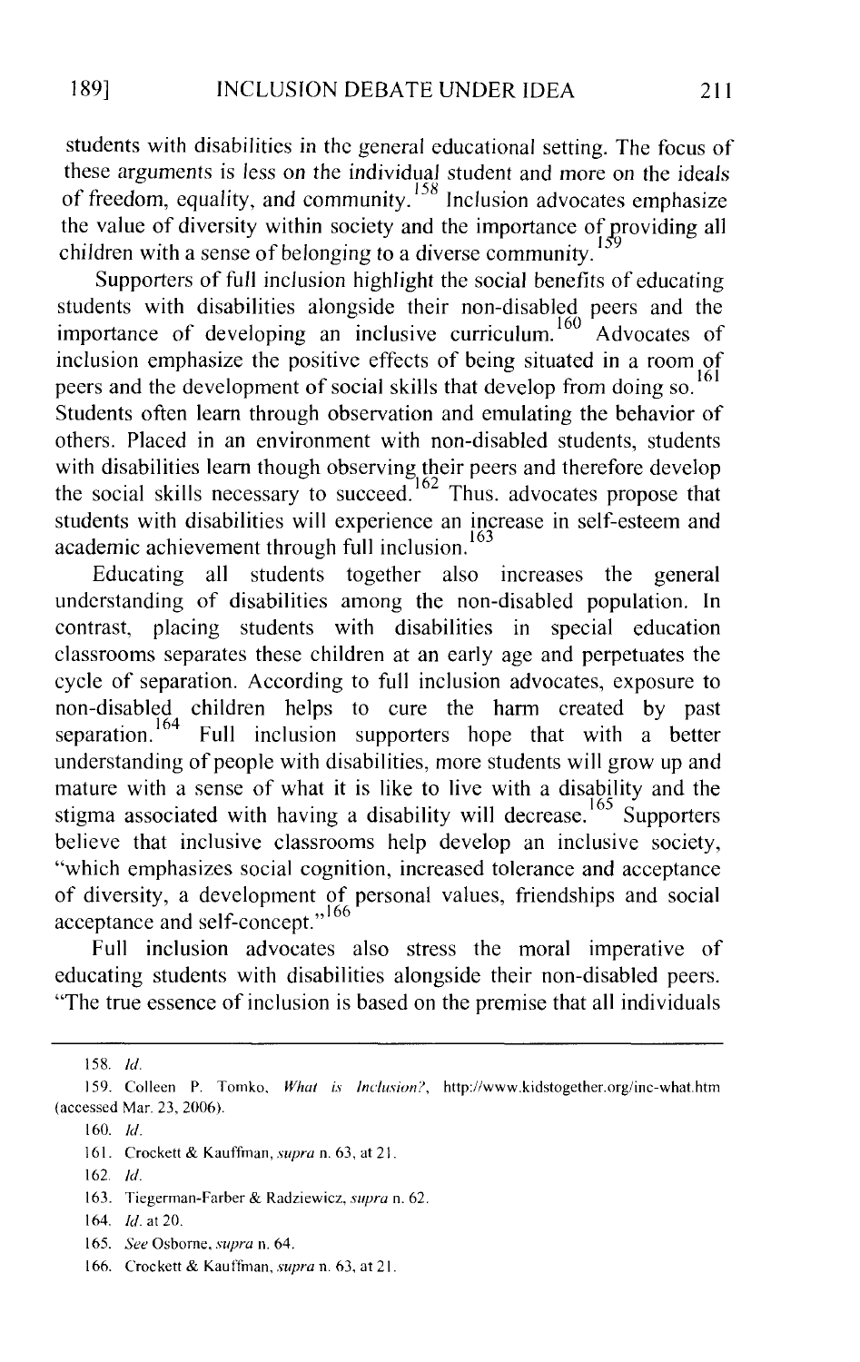students with disabilities in the general educational setting. The focus of these arguments is less on the individual student and more on the ideals of freedom, equality, and community.[158] Inclusion advocates emphasize the value of diversity within society and the importance of providing all children with a sense of belonging to a diverse community.[159]

Supporters of full inclusion highlight the social benefits of educating students with disabilities alongside their non-disabled peers and the importance of developing an inclusive curriculum.[160] Advocates of inclusion emphasize the positive effects of being situated in a room of peers and the development of social skills that develop from doing so.[161] Students often learn through observation and emulating the behavior of others. Placed in an environment with non-disabled students, students with disabilities learn though observing their peers and therefore develop the social skills necessary to succeed.[162] Thus. advocates propose that students with disabilities will experience an increase in self-esteem and academic achievement through full inclusion.[163]

Educating all students together also increases the general understanding of disabilities among the non-disabled population. In contrast, placing students with disabilities in special education classrooms separates these children at an early age and perpetuates the cycle of separation. According to full inclusion advocates, exposure to non-disabled children helps to cure the harm created by past separation.[164] Full inclusion supporters hope that with a better understanding of people with disabilities, more students will grow up and mature with a sense of what it is like to live with a disability and the stigma associated with having a disability will decrease.[165] Supporters believe that inclusive classrooms help develop an inclusive society, "which emphasizes social cognition, increased tolerance and acceptance of diversity, a development of personal values, friendships and social acceptance and self-concept."[166]

Full inclusion advocates also stress the moral imperative of educating students with disabilities alongside their non-disabled peers. "The true essence of inclusion is based on the premise that all individuals

---

158. *Id.*

159. Colleen P. Tomko, *What is Inclusion?*, http://www.kidstogether.org/inc-what.htm (accessed Mar. 23, 2006).

160. *Id.*

161. Crockett & Kauffman, *supra* n. 63, at 21.

162. *Id.*

163. Tiegerman-Farber & Radziewicz, *supra* n. 62.

164. *Id.* at 20.

165. *See* Osborne, *supra* n. 64.

166. Crockett & Kauffman, *supra* n. 63, at 21.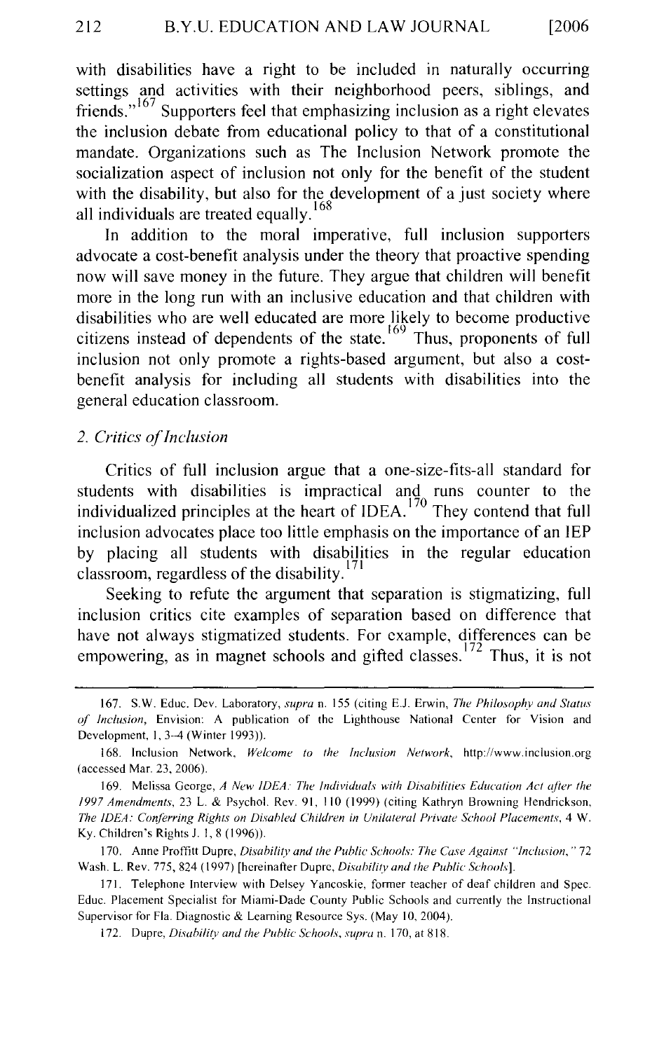with disabilities have a right to be included in naturally occurring settings and activities with their neighborhood peers, siblings, and friends."[167] Supporters feel that emphasizing inclusion as a right elevates the inclusion debate from educational policy to that of a constitutional mandate. Organizations such as The Inclusion Network promote the socialization aspect of inclusion not only for the benefit of the student with the disability, but also for the development of a just society where all individuals are treated equally.[168]

In addition to the moral imperative, full inclusion supporters advocate a cost-benefit analysis under the theory that proactive spending now will save money in the future. They argue that children will benefit more in the long run with an inclusive education and that children with disabilities who are well educated are more likely to become productive citizens instead of dependents of the state.[169] Thus, proponents of full inclusion not only promote a rights-based argument, but also a cost-benefit analysis for including all students with disabilities into the general education classroom.

### 2. *Critics of Inclusion*

Critics of full inclusion argue that a one-size-fits-all standard for students with disabilities is impractical and runs counter to the individualized principles at the heart of IDEA.[170] They contend that full inclusion advocates place too little emphasis on the importance of an IEP by placing all students with disabilities in the regular education classroom, regardless of the disability.[171]

Seeking to refute the argument that separation is stigmatizing, full inclusion critics cite examples of separation based on difference that have not always stigmatized students. For example, differences can be empowering, as in magnet schools and gifted classes.[172] Thus, it is not

---

167. S.W. Educ. Dev. Laboratory, *supra* n. 155 (citing E.J. Erwin, *The Philosophy and Status of Inclusion*, Envision: A publication of the Lighthouse National Center for Vision and Development, 1, 3–4 (Winter 1993)).

168. Inclusion Network, *Welcome to the Inclusion Network*, http://www.inclusion.org (accessed Mar. 23, 2006).

169. Melissa George, *A New IDEA: The Individuals with Disabilities Education Act after the 1997 Amendments*, 23 L. & Psychol. Rev. 91, 110 (1999) (citing Kathryn Browning Hendrickson, *The IDEA: Conferring Rights on Disabled Children in Unilateral Private School Placements*, 4 W. Ky. Children's Rights J. 1, 8 (1996)).

170. Anne Proffitt Dupre, *Disability and the Public Schools: The Case Against "Inclusion,"* 72 Wash. L. Rev. 775, 824 (1997) [hereinafter Dupre, *Disability and the Public Schools*].

171. Telephone Interview with Delsey Yancoskie, former teacher of deaf children and Spec. Educ. Placement Specialist for Miami-Dade County Public Schools and currently the Instructional Supervisor for Fla. Diagnostic & Learning Resource Sys. (May 10, 2004).

172. Dupre, *Disability and the Public Schools*, *supra* n. 170, at 818.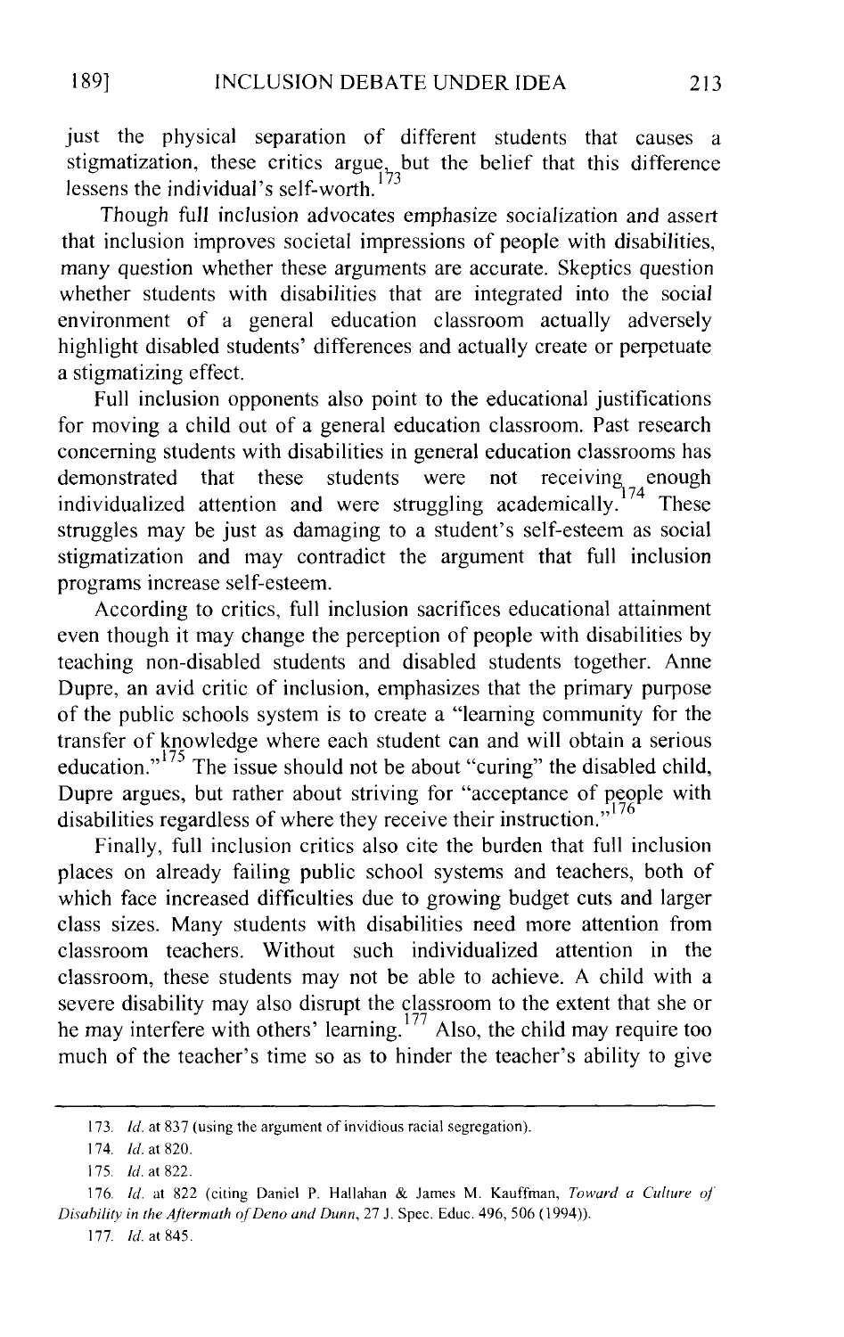just the physical separation of different students that causes a stigmatization, these critics argue, but the belief that this difference lessens the individual's self-worth.[173]

Though full inclusion advocates emphasize socialization and assert that inclusion improves societal impressions of people with disabilities, many question whether these arguments are accurate. Skeptics question whether students with disabilities that are integrated into the social environment of a general education classroom actually adversely highlight disabled students' differences and actually create or perpetuate a stigmatizing effect.

Full inclusion opponents also point to the educational justifications for moving a child out of a general education classroom. Past research concerning students with disabilities in general education classrooms has demonstrated that these students were not receiving enough individualized attention and were struggling academically.[174] These struggles may be just as damaging to a student's self-esteem as social stigmatization and may contradict the argument that full inclusion programs increase self-esteem.

According to critics, full inclusion sacrifices educational attainment even though it may change the perception of people with disabilities by teaching non-disabled students and disabled students together. Anne Dupre, an avid critic of inclusion, emphasizes that the primary purpose of the public schools system is to create a "learning community for the transfer of knowledge where each student can and will obtain a serious education."[175] The issue should not be about "curing" the disabled child, Dupre argues, but rather about striving for "acceptance of people with disabilities regardless of where they receive their instruction."[176]

Finally, full inclusion critics also cite the burden that full inclusion places on already failing public school systems and teachers, both of which face increased difficulties due to growing budget cuts and larger class sizes. Many students with disabilities need more attention from classroom teachers. Without such individualized attention in the classroom, these students may not be able to achieve. A child with a severe disability may also disrupt the classroom to the extent that she or he may interfere with others' learning.[177] Also, the child may require too much of the teacher's time so as to hinder the teacher's ability to give

---

173. *Id.* at 837 (using the argument of invidious racial segregation).

174. *Id.* at 820.

175. *Id.* at 822.

176. *Id.* at 822 (citing Daniel P. Hallahan & James M. Kauffman, *Toward a Culture of Disability in the Aftermath of Deno and Dunn*, 27 J. Spec. Educ. 496, 506 (1994)).

177. *Id.* at 845.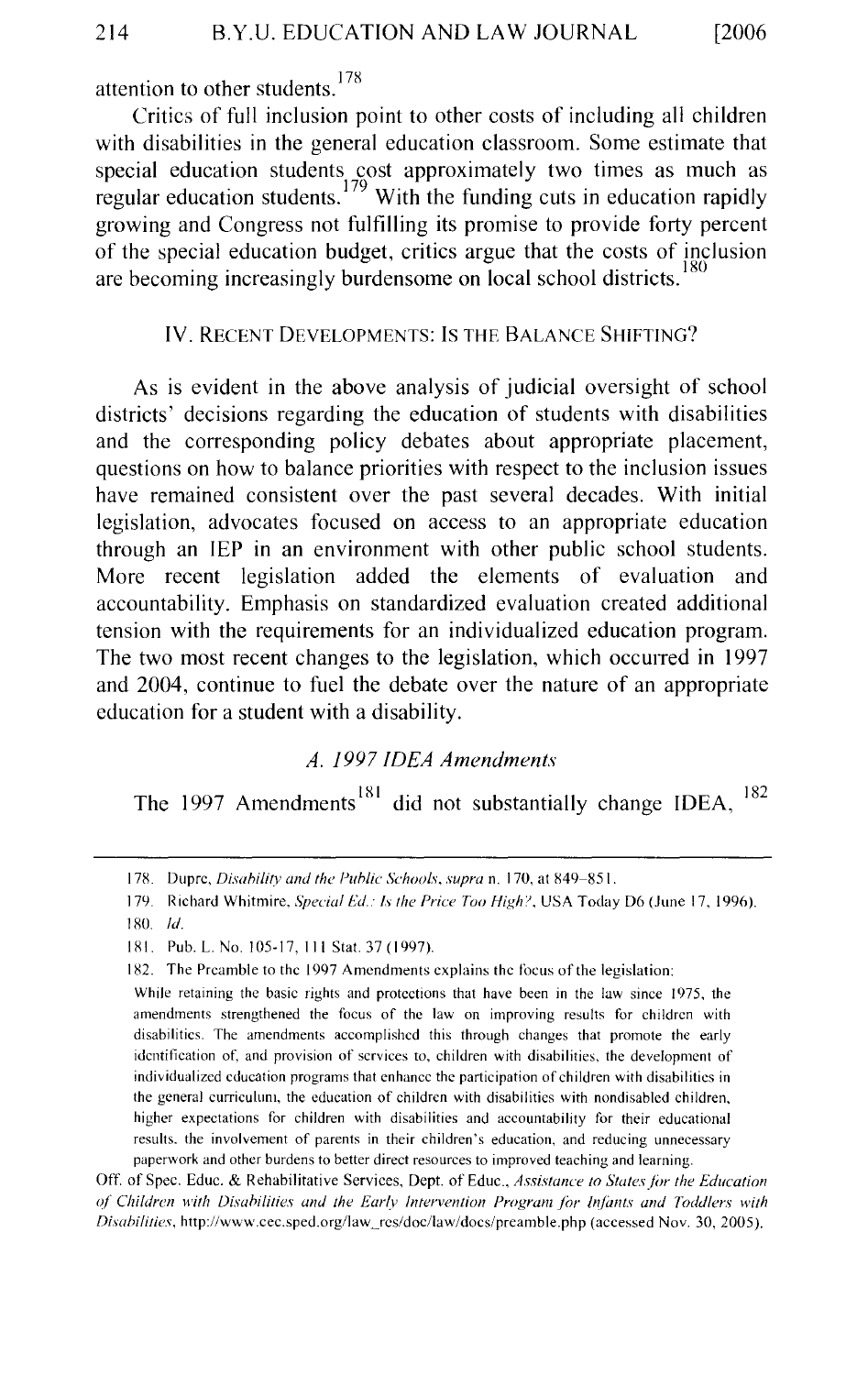attention to other students.[178]

Critics of full inclusion point to other costs of including all children with disabilities in the general education classroom. Some estimate that special education students cost approximately two times as much as regular education students.[179] With the funding cuts in education rapidly growing and Congress not fulfilling its promise to provide forty percent of the special education budget, critics argue that the costs of inclusion are becoming increasingly burdensome on local school districts.[180]

## IV. RECENT DEVELOPMENTS: IS THE BALANCE SHIFTING?

As is evident in the above analysis of judicial oversight of school districts' decisions regarding the education of students with disabilities and the corresponding policy debates about appropriate placement, questions on how to balance priorities with respect to the inclusion issues have remained consistent over the past several decades. With initial legislation, advocates focused on access to an appropriate education through an IEP in an environment with other public school students. More recent legislation added the elements of evaluation and accountability. Emphasis on standardized evaluation created additional tension with the requirements for an individualized education program. The two most recent changes to the legislation, which occurred in 1997 and 2004, continue to fuel the debate over the nature of an appropriate education for a student with a disability.

### *A. 1997 IDEA Amendments*

The 1997 Amendments[181] did not substantially change IDEA,[182]

---

178. Dupre, *Disability and the Public Schools*, *supra* n. 170, at 849–851.

179. Richard Whitmire, *Special Ed.: Is the Price Too High?*, USA Today D6 (June 17, 1996).

180. *Id.*

181. Pub. L. No. 105-17, 111 Stat. 37 (1997).

182. The Preamble to the 1997 Amendments explains the focus of the legislation:

> While retaining the basic rights and protections that have been in the law since 1975, the amendments strengthened the focus of the law on improving results for children with disabilities. The amendments accomplished this through changes that promote the early identification of, and provision of services to, children with disabilities, the development of individualized education programs that enhance the participation of children with disabilities in the general curriculum, the education of children with disabilities with nondisabled children, higher expectations for children with disabilities and accountability for their educational results, the involvement of parents in their children's education, and reducing unnecessary paperwork and other burdens to better direct resources to improved teaching and learning.

Off. of Spec. Educ. & Rehabilitative Services, Dept. of Educ., *Assistance to States for the Education of Children with Disabilities and the Early Intervention Program for Infants and Toddlers with Disabilities*, http://www.cec.sped.org/law_res/doc/law/docs/preamble.php (accessed Nov. 30, 2005).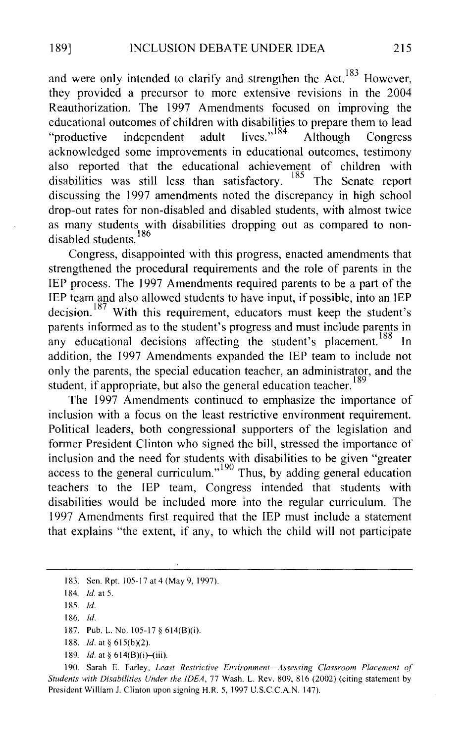and were only intended to clarify and strengthen the Act.[183] However, they provided a precursor to more extensive revisions in the 2004 Reauthorization. The 1997 Amendments focused on improving the educational outcomes of children with disabilities to prepare them to lead "productive independent adult lives."[184] Although Congress acknowledged some improvements in educational outcomes, testimony also reported that the educational achievement of children with disabilities was still less than satisfactory.[185] The Senate report discussing the 1997 amendments noted the discrepancy in high school drop-out rates for non-disabled and disabled students, with almost twice as many students with disabilities dropping out as compared to non-disabled students.[186]

Congress, disappointed with this progress, enacted amendments that strengthened the procedural requirements and the role of parents in the IEP process. The 1997 Amendments required parents to be a part of the IEP team and also allowed students to have input, if possible, into an IEP decision.[187] With this requirement, educators must keep the student's parents informed as to the student's progress and must include parents in any educational decisions affecting the student's placement.[188] In addition, the 1997 Amendments expanded the IEP team to include not only the parents, the special education teacher, an administrator, and the student, if appropriate, but also the general education teacher.[189]

The 1997 Amendments continued to emphasize the importance of inclusion with a focus on the least restrictive environment requirement. Political leaders, both congressional supporters of the legislation and former President Clinton who signed the bill, stressed the importance of inclusion and the need for students with disabilities to be given "greater access to the general curriculum."[190] Thus, by adding general education teachers to the IEP team, Congress intended that students with disabilities would be included more into the regular curriculum. The 1997 Amendments first required that the IEP must include a statement that explains "the extent, if any, to which the child will not participate

---

183. Sen. Rpt. 105-17 at 4 (May 9, 1997).

184. *Id.* at 5.

185. *Id.*

186. *Id.*

187. Pub. L. No. 105-17 § 614(B)(i).

188. *Id.* at § 615(b)(2).

189. *Id.* at § 614(B)(i)–(iii).

190. Sarah E. Farley, *Least Restrictive Environment—Assessing Classroom Placement of Students with Disabilities Under the IDEA*, 77 Wash. L. Rev. 809, 816 (2002) (citing statement by President William J. Clinton upon signing H.R. 5, 1997 U.S.C.C.A.N. 147).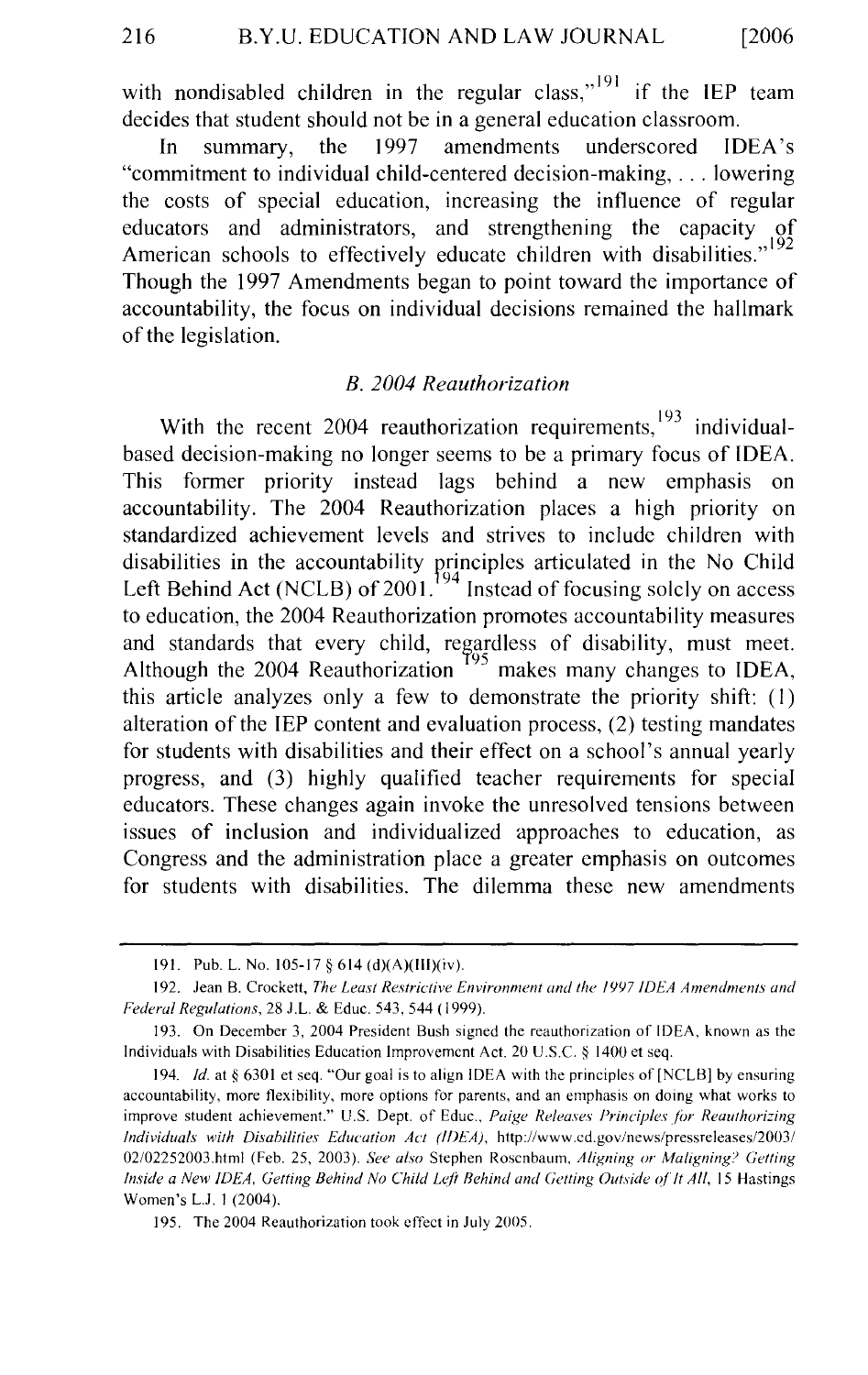with nondisabled children in the regular class,"[191] if the IEP team decides that student should not be in a general education classroom.

In summary, the 1997 amendments underscored IDEA's "commitment to individual child-centered decision-making, . . . lowering the costs of special education, increasing the influence of regular educators and administrators, and strengthening the capacity of American schools to effectively educate children with disabilities."[192] Though the 1997 Amendments began to point toward the importance of accountability, the focus on individual decisions remained the hallmark of the legislation.

### *B. 2004 Reauthorization*

With the recent 2004 reauthorization requirements,[193] individual-based decision-making no longer seems to be a primary focus of IDEA. This former priority instead lags behind a new emphasis on accountability. The 2004 Reauthorization places a high priority on standardized achievement levels and strives to include children with disabilities in the accountability principles articulated in the No Child Left Behind Act (NCLB) of 2001.[194] Instead of focusing solely on access to education, the 2004 Reauthorization promotes accountability measures and standards that every child, regardless of disability, must meet. Although the 2004 Reauthorization [195] makes many changes to IDEA, this article analyzes only a few to demonstrate the priority shift: (1) alteration of the IEP content and evaluation process, (2) testing mandates for students with disabilities and their effect on a school's annual yearly progress, and (3) highly qualified teacher requirements for special educators. These changes again invoke the unresolved tensions between issues of inclusion and individualized approaches to education, as Congress and the administration place a greater emphasis on outcomes for students with disabilities. The dilemma these new amendments

---

191. Pub. L. No. 105-17 § 614 (d)(A)(III)(iv).

192. Jean B. Crockett, *The Least Restrictive Environment and the 1997 IDEA Amendments and Federal Regulations*, 28 J.L. & Educ. 543, 544 (1999).

193. On December 3, 2004 President Bush signed the reauthorization of IDEA, known as the Individuals with Disabilities Education Improvement Act. 20 U.S.C. § 1400 et seq.

194. *Id.* at § 6301 et seq. "Our goal is to align IDEA with the principles of [NCLB] by ensuring accountability, more flexibility, more options for parents, and an emphasis on doing what works to improve student achievement." U.S. Dept. of Educ., *Paige Releases Principles for Reauthorizing Individuals with Disabilities Education Act (IDEA)*, http://www.ed.gov/news/pressreleases/2003/02/02252003.html (Feb. 25, 2003). *See also* Stephen Rosenbaum, *Aligning or Maligning? Getting Inside a New IDEA, Getting Behind No Child Left Behind and Getting Outside of It All*, 15 Hastings Women's L.J. 1 (2004).

195. The 2004 Reauthorization took effect in July 2005.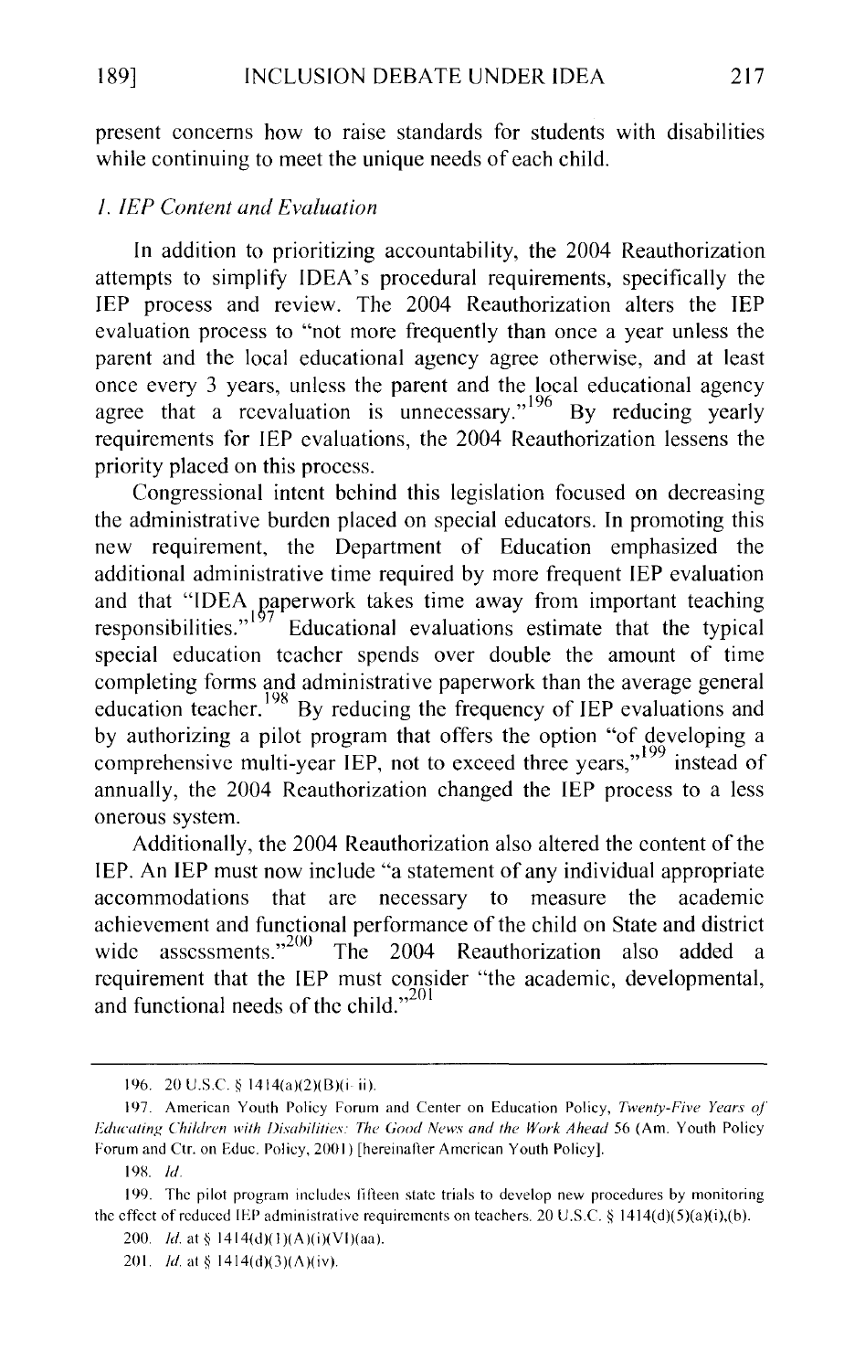present concerns how to raise standards for students with disabilities while continuing to meet the unique needs of each child.

### *1. IEP Content and Evaluation*

In addition to prioritizing accountability, the 2004 Reauthorization attempts to simplify IDEA's procedural requirements, specifically the IEP process and review. The 2004 Reauthorization alters the IEP evaluation process to "not more frequently than once a year unless the parent and the local educational agency agree otherwise, and at least once every 3 years, unless the parent and the local educational agency agree that a reevaluation is unnecessary."[196] By reducing yearly requirements for IEP evaluations, the 2004 Reauthorization lessens the priority placed on this process.

Congressional intent behind this legislation focused on decreasing the administrative burden placed on special educators. In promoting this new requirement, the Department of Education emphasized the additional administrative time required by more frequent IEP evaluation and that "IDEA paperwork takes time away from important teaching responsibilities."[197] Educational evaluations estimate that the typical special education teacher spends over double the amount of time completing forms and administrative paperwork than the average general education teacher.[198] By reducing the frequency of IEP evaluations and by authorizing a pilot program that offers the option "of developing a comprehensive multi-year IEP, not to exceed three years,"[199] instead of annually, the 2004 Reauthorization changed the IEP process to a less onerous system.

Additionally, the 2004 Reauthorization also altered the content of the IEP. An IEP must now include "a statement of any individual appropriate accommodations that are necessary to measure the academic achievement and functional performance of the child on State and district wide assessments."[200] The 2004 Reauthorization also added a requirement that the IEP must consider "the academic, developmental, and functional needs of the child."[201]

---

196. 20 U.S.C. § 1414(a)(2)(B)(i–ii).

197. American Youth Policy Forum and Center on Education Policy, *Twenty-Five Years of Educating Children with Disabilities: The Good News and the Work Ahead* 56 (Am. Youth Policy Forum and Ctr. on Educ. Policy, 2001) [hereinafter American Youth Policy].

198. *Id.*

199. The pilot program includes fifteen state trials to develop new procedures by monitoring the effect of reduced IEP administrative requirements on teachers. 20 U.S.C. § 1414(d)(5)(a)(i),(b).

200. *Id.* at § 1414(d)(1)(A)(i)(VI)(aa).

201. *Id.* at § 1414(d)(3)(A)(iv).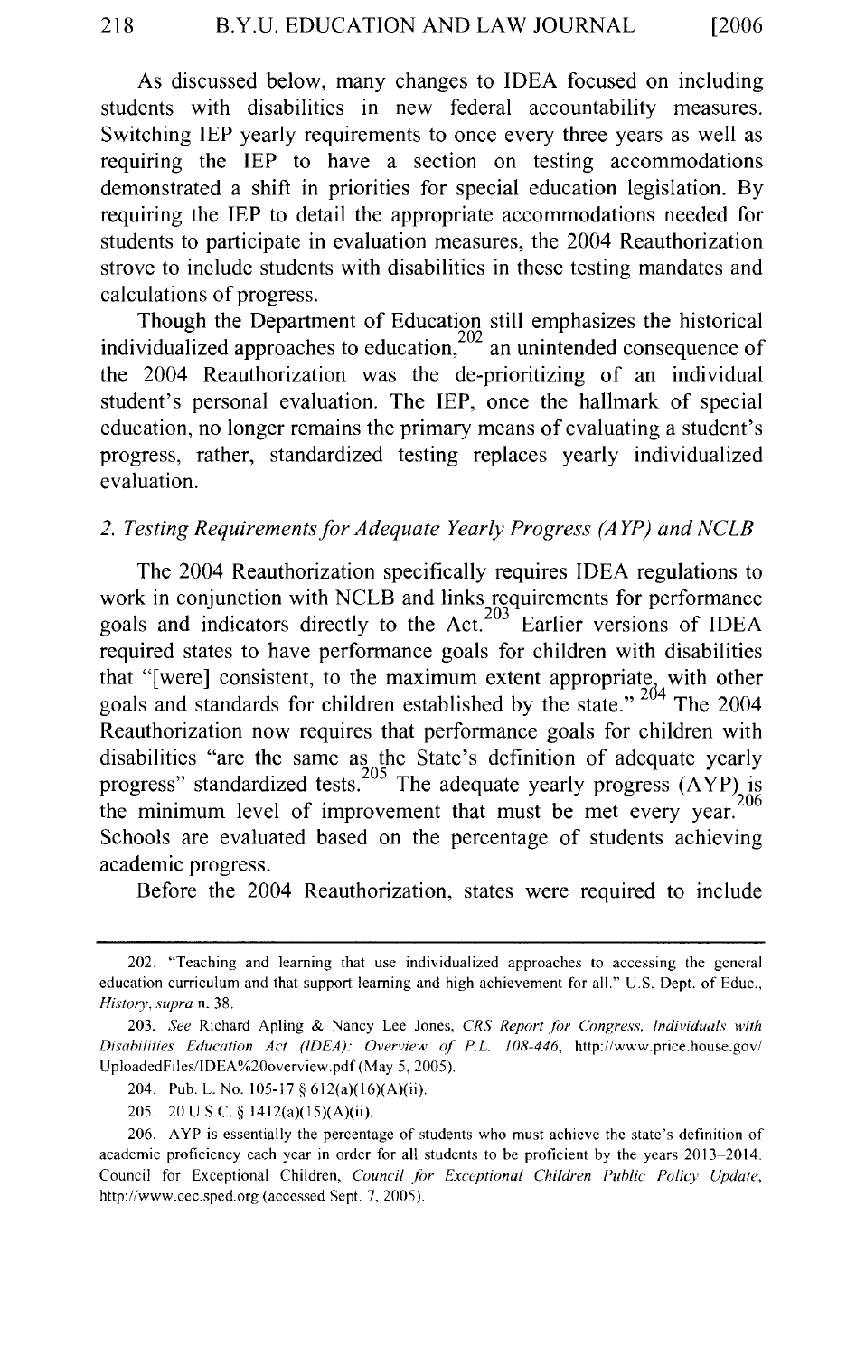As discussed below, many changes to IDEA focused on including students with disabilities in new federal accountability measures. Switching IEP yearly requirements to once every three years as well as requiring the IEP to have a section on testing accommodations demonstrated a shift in priorities for special education legislation. By requiring the IEP to detail the appropriate accommodations needed for students to participate in evaluation measures, the 2004 Reauthorization strove to include students with disabilities in these testing mandates and calculations of progress.

Though the Department of Education still emphasizes the historical individualized approaches to education,[202] an unintended consequence of the 2004 Reauthorization was the de-prioritizing of an individual student's personal evaluation. The IEP, once the hallmark of special education, no longer remains the primary means of evaluating a student's progress, rather, standardized testing replaces yearly individualized evaluation.

### 2. Testing Requirements for Adequate Yearly Progress (AYP) and NCLB

The 2004 Reauthorization specifically requires IDEA regulations to work in conjunction with NCLB and links requirements for performance goals and indicators directly to the Act.[203] Earlier versions of IDEA required states to have performance goals for children with disabilities that "[were] consistent, to the maximum extent appropriate, with other goals and standards for children established by the state."[204] The 2004 Reauthorization now requires that performance goals for children with disabilities "are the same as the State's definition of adequate yearly progress" standardized tests.[205] The adequate yearly progress (AYP) is the minimum level of improvement that must be met every year.[206] Schools are evaluated based on the percentage of students achieving academic progress.

Before the 2004 Reauthorization, states were required to include

---

202. "Teaching and learning that use individualized approaches to accessing the general education curriculum and that support learning and high achievement for all." U.S. Dept. of Educ., *History*, *supra* n. 38.

203. *See* Richard Apling & Nancy Lee Jones, *CRS Report for Congress, Individuals with Disabilities Education Act (IDEA): Overview of P.L. 108-446*, http://www.price.house.gov/UploadedFiles/IDEA%20overview.pdf (May 5, 2005).

204. Pub. L. No. 105-17 § 612(a)(16)(A)(ii).

205. 20 U.S.C. § 1412(a)(15)(A)(ii).

206. AYP is essentially the percentage of students who must achieve the state's definition of academic proficiency each year in order for all students to be proficient by the years 2013–2014. Council for Exceptional Children, *Council for Exceptional Children Public Policy Update*, http://www.cec.sped.org (accessed Sept. 7, 2005).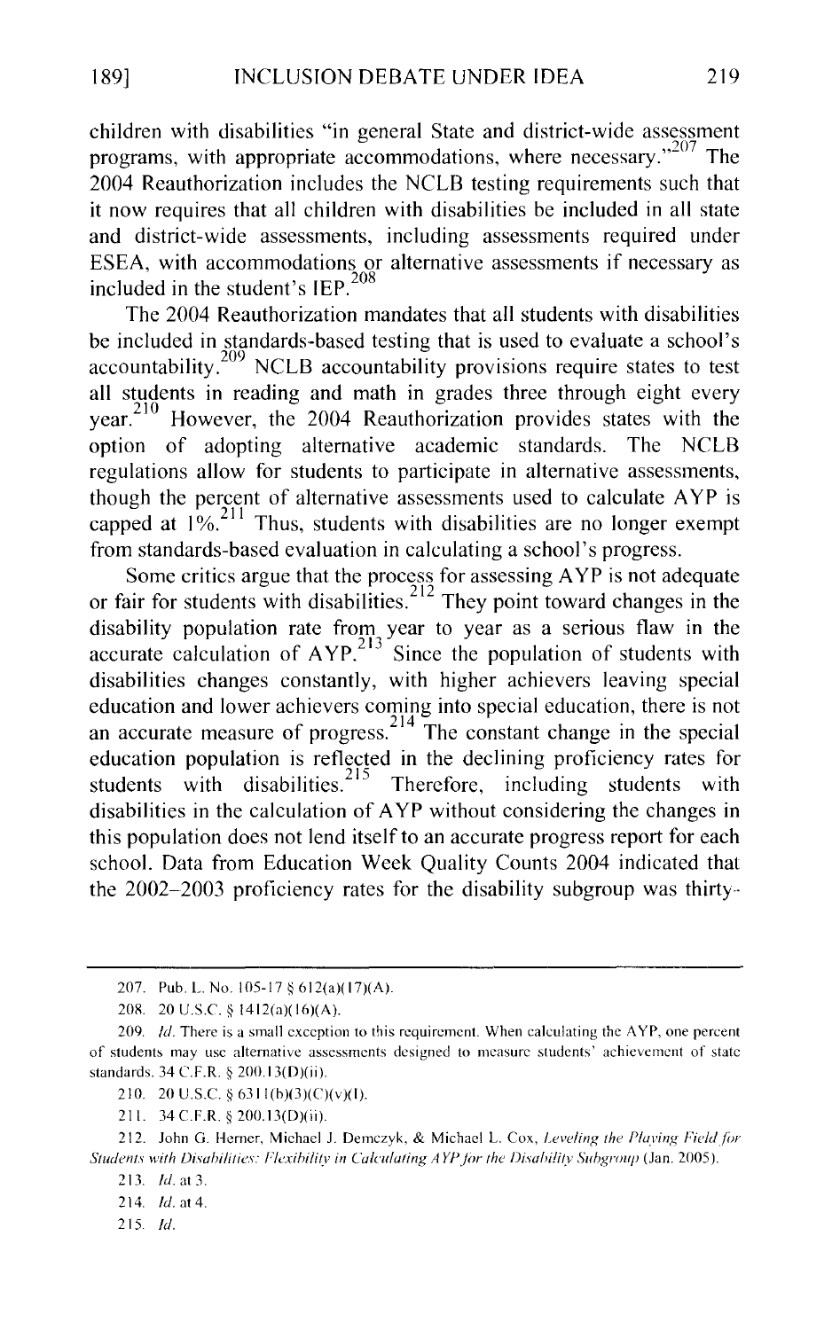children with disabilities "in general State and district-wide assessment programs, with appropriate accommodations, where necessary."[207] The 2004 Reauthorization includes the NCLB testing requirements such that it now requires that all children with disabilities be included in all state and district-wide assessments, including assessments required under ESEA, with accommodations or alternative assessments if necessary as included in the student's IEP.[208]

The 2004 Reauthorization mandates that all students with disabilities be included in standards-based testing that is used to evaluate a school's accountability.[209] NCLB accountability provisions require states to test all students in reading and math in grades three through eight every year.[210] However, the 2004 Reauthorization provides states with the option of adopting alternative academic standards. The NCLB regulations allow for students to participate in alternative assessments, though the percent of alternative assessments used to calculate AYP is capped at 1%.[211] Thus, students with disabilities are no longer exempt from standards-based evaluation in calculating a school's progress.

Some critics argue that the process for assessing AYP is not adequate or fair for students with disabilities.[212] They point toward changes in the disability population rate from year to year as a serious flaw in the accurate calculation of AYP.[213] Since the population of students with disabilities changes constantly, with higher achievers leaving special education and lower achievers coming into special education, there is not an accurate measure of progress.[214] The constant change in the special education population is reflected in the declining proficiency rates for students with disabilities.[215] Therefore, including students with disabilities in the calculation of AYP without considering the changes in this population does not lend itself to an accurate progress report for each school. Data from Education Week Quality Counts 2004 indicated that the 2002–2003 proficiency rates for the disability subgroup was thirty-

---

207. Pub. L. No. 105-17 § 612(a)(17)(A).

208. 20 U.S.C. § 1412(a)(16)(A).

209. *Id.* There is a small exception to this requirement. When calculating the AYP, one percent of students may use alternative assessments designed to measure students' achievement of state standards. 34 C.F.R. § 200.13(D)(ii).

210. 20 U.S.C. § 6311(b)(3)(C)(v)(I).

211. 34 C.F.R. § 200.13(D)(ii).

212. John G. Herner, Michael J. Demczyk, & Michael L. Cox, *Leveling the Playing Field for Students with Disabilities: Flexibility in Calculating AYP for the Disability Subgroup* (Jan. 2005).

213. *Id.* at 3.

214. *Id.* at 4.

215. *Id.*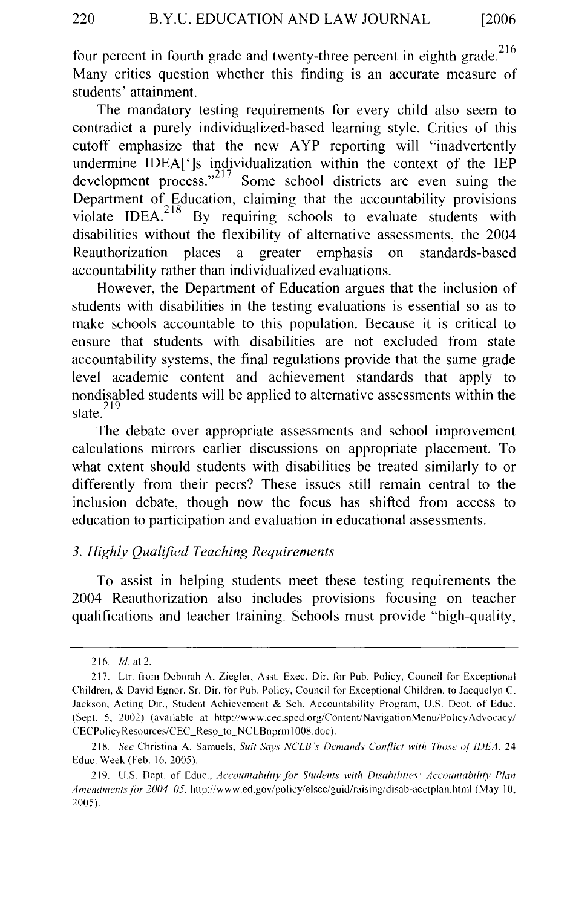four percent in fourth grade and twenty-three percent in eighth grade.[216] Many critics question whether this finding is an accurate measure of students' attainment.

The mandatory testing requirements for every child also seem to contradict a purely individualized-based learning style. Critics of this cutoff emphasize that the new AYP reporting will "inadvertently undermine IDEA[']s individualization within the context of the IEP development process."[217] Some school districts are even suing the Department of Education, claiming that the accountability provisions violate IDEA.[218] By requiring schools to evaluate students with disabilities without the flexibility of alternative assessments, the 2004 Reauthorization places a greater emphasis on standards-based accountability rather than individualized evaluations.

However, the Department of Education argues that the inclusion of students with disabilities in the testing evaluations is essential so as to make schools accountable to this population. Because it is critical to ensure that students with disabilities are not excluded from state accountability systems, the final regulations provide that the same grade level academic content and achievement standards that apply to nondisabled students will be applied to alternative assessments within the state.[219]

The debate over appropriate assessments and school improvement calculations mirrors earlier discussions on appropriate placement. To what extent should students with disabilities be treated similarly to or differently from their peers? These issues still remain central to the inclusion debate, though now the focus has shifted from access to education to participation and evaluation in educational assessments.

### *3. Highly Qualified Teaching Requirements*

To assist in helping students meet these testing requirements the 2004 Reauthorization also includes provisions focusing on teacher qualifications and teacher training. Schools must provide "high-quality,

---

216. *Id.* at 2.

217. Ltr. from Deborah A. Ziegler, Asst. Exec. Dir. for Pub. Policy, Council for Exceptional Children, & David Egnor, Sr. Dir. for Pub. Policy, Council for Exceptional Children, to Jacquelyn C. Jackson, Acting Dir., Student Achievement & Sch. Accountability Program, U.S. Dept. of Educ. (Sept. 5, 2002) (available at http://www.cec.sped.org/Content/NavigationMenu/PolicyAdvocacy/CECPolicyResources/CEC_Resp_to_NCLBnprm1008.doc).

218. *See* Christina A. Samuels, *Suit Says NCLB's Demands Conflict with Those of IDEA*, 24 Educ. Week (Feb. 16, 2005).

219. U.S. Dept. of Educ., *Accountability for Students with Disabilities: Accountability Plan Amendments for 2004–05*, http://www.ed.gov/policy/elsec/guid/raising/disab-acctplan.html (May 10, 2005).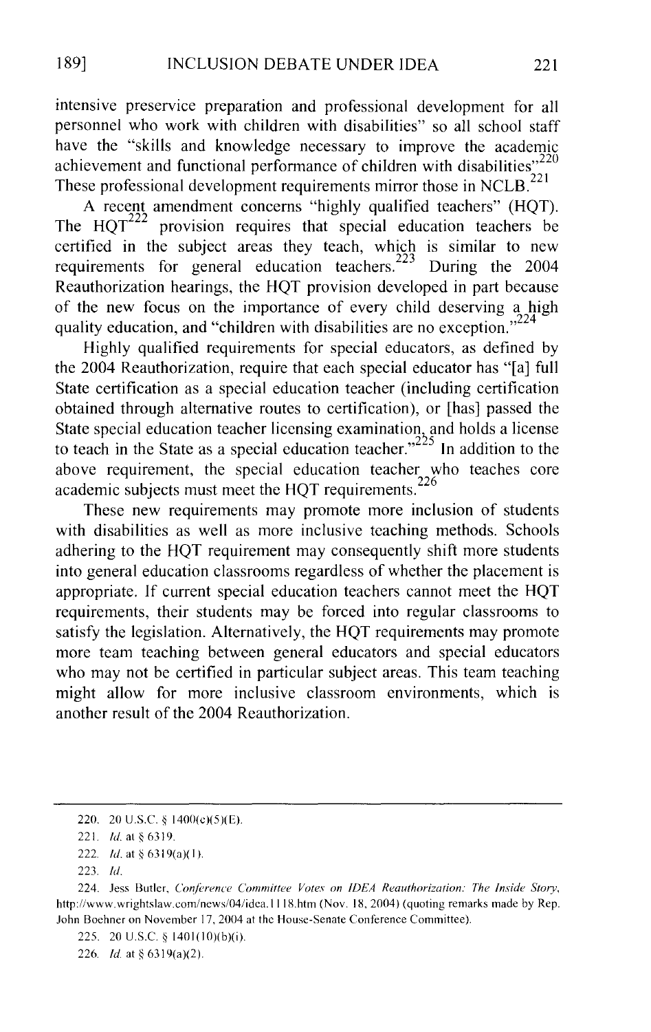intensive preservice preparation and professional development for all personnel who work with children with disabilities" so all school staff have the "skills and knowledge necessary to improve the academic achievement and functional performance of children with disabilities"[220] These professional development requirements mirror those in NCLB.[221]

A recent amendment concerns "highly qualified teachers" (HQT). The HQT[222] provision requires that special education teachers be certified in the subject areas they teach, which is similar to new requirements for general education teachers.[223] During the 2004 Reauthorization hearings, the HQT provision developed in part because of the new focus on the importance of every child deserving a high quality education, and "children with disabilities are no exception."[224]

Highly qualified requirements for special educators, as defined by the 2004 Reauthorization, require that each special educator has "[a] full State certification as a special education teacher (including certification obtained through alternative routes to certification), or [has] passed the State special education teacher licensing examination, and holds a license to teach in the State as a special education teacher."[225] In addition to the above requirement, the special education teacher who teaches core academic subjects must meet the HQT requirements.[226]

These new requirements may promote more inclusion of students with disabilities as well as more inclusive teaching methods. Schools adhering to the HQT requirement may consequently shift more students into general education classrooms regardless of whether the placement is appropriate. If current special education teachers cannot meet the HQT requirements, their students may be forced into regular classrooms to satisfy the legislation. Alternatively, the HQT requirements may promote more team teaching between general educators and special educators who may not be certified in particular subject areas. This team teaching might allow for more inclusive classroom environments, which is another result of the 2004 Reauthorization.

---

220. 20 U.S.C. § 1400(c)(5)(E).

221. *Id.* at § 6319.

222. *Id.* at § 6319(a)(1).

223. *Id.*

224. Jess Butler, *Conference Committee Votes on IDEA Reauthorization: The Inside Story*, http://www.wrightslaw.com/news/04/idea.1118.htm (Nov. 18, 2004) (quoting remarks made by Rep. John Boehner on November 17, 2004 at the House-Senate Conference Committee).

225. 20 U.S.C. § 1401(10)(b)(i).

226. *Id.* at § 6319(a)(2).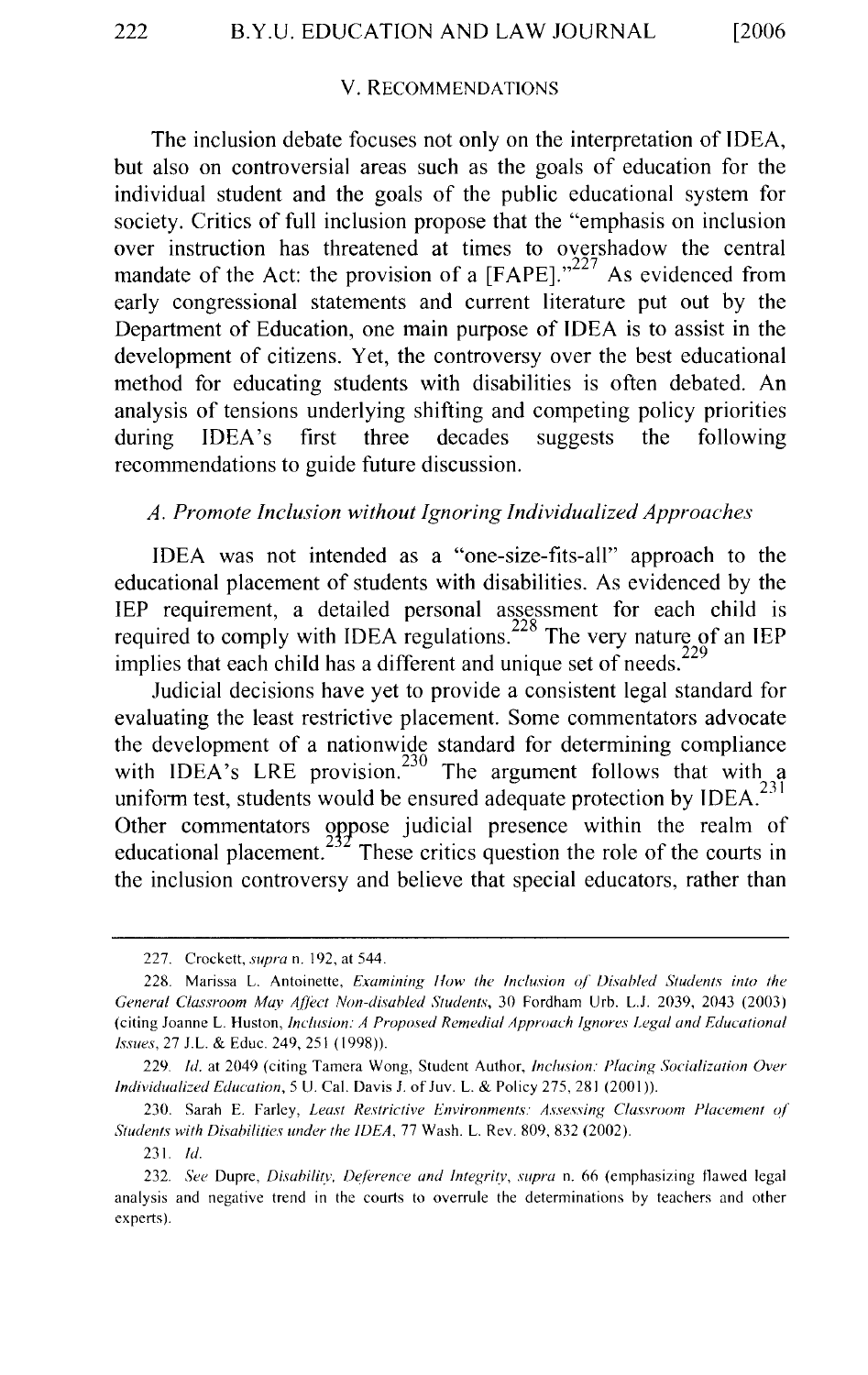## V. RECOMMENDATIONS

The inclusion debate focuses not only on the interpretation of IDEA, but also on controversial areas such as the goals of education for the individual student and the goals of the public educational system for society. Critics of full inclusion propose that the "emphasis on inclusion over instruction has threatened at times to overshadow the central mandate of the Act: the provision of a [FAPE]."[227] As evidenced from early congressional statements and current literature put out by the Department of Education, one main purpose of IDEA is to assist in the development of citizens. Yet, the controversy over the best educational method for educating students with disabilities is often debated. An analysis of tensions underlying shifting and competing policy priorities during IDEA's first three decades suggests the following recommendations to guide future discussion.

### *A. Promote Inclusion without Ignoring Individualized Approaches*

IDEA was not intended as a "one-size-fits-all" approach to the educational placement of students with disabilities. As evidenced by the IEP requirement, a detailed personal assessment for each child is required to comply with IDEA regulations.[228] The very nature of an IEP implies that each child has a different and unique set of needs.[229]

Judicial decisions have yet to provide a consistent legal standard for evaluating the least restrictive placement. Some commentators advocate the development of a nationwide standard for determining compliance with IDEA's LRE provision.[230] The argument follows that with a uniform test, students would be ensured adequate protection by IDEA.[231] Other commentators oppose judicial presence within the realm of educational placement.[232] These critics question the role of the courts in the inclusion controversy and believe that special educators, rather than

---

227. Crockett, *supra* n. 192, at 544.

228. Marissa L. Antoinette, *Examining How the Inclusion of Disabled Students into the General Classroom May Affect Non-disabled Students*, 30 Fordham Urb. L.J. 2039, 2043 (2003) (citing Joanne L. Huston, *Inclusion: A Proposed Remedial Approach Ignores Legal and Educational Issues*, 27 J.L. & Educ. 249, 251 (1998)).

229. *Id.* at 2049 (citing Tamera Wong, Student Author, *Inclusion: Placing Socialization Over Individualized Education*, 5 U. Cal. Davis J. of Juv. L. & Policy 275, 281 (2001)).

230. Sarah E. Farley, *Least Restrictive Environments: Assessing Classroom Placement of Students with Disabilities under the IDEA*, 77 Wash. L. Rev. 809, 832 (2002).

231. *Id.*

232. *See* Dupre, *Disability, Deference and Integrity*, *supra* n. 66 (emphasizing flawed legal analysis and negative trend in the courts to overrule the determinations by teachers and other experts).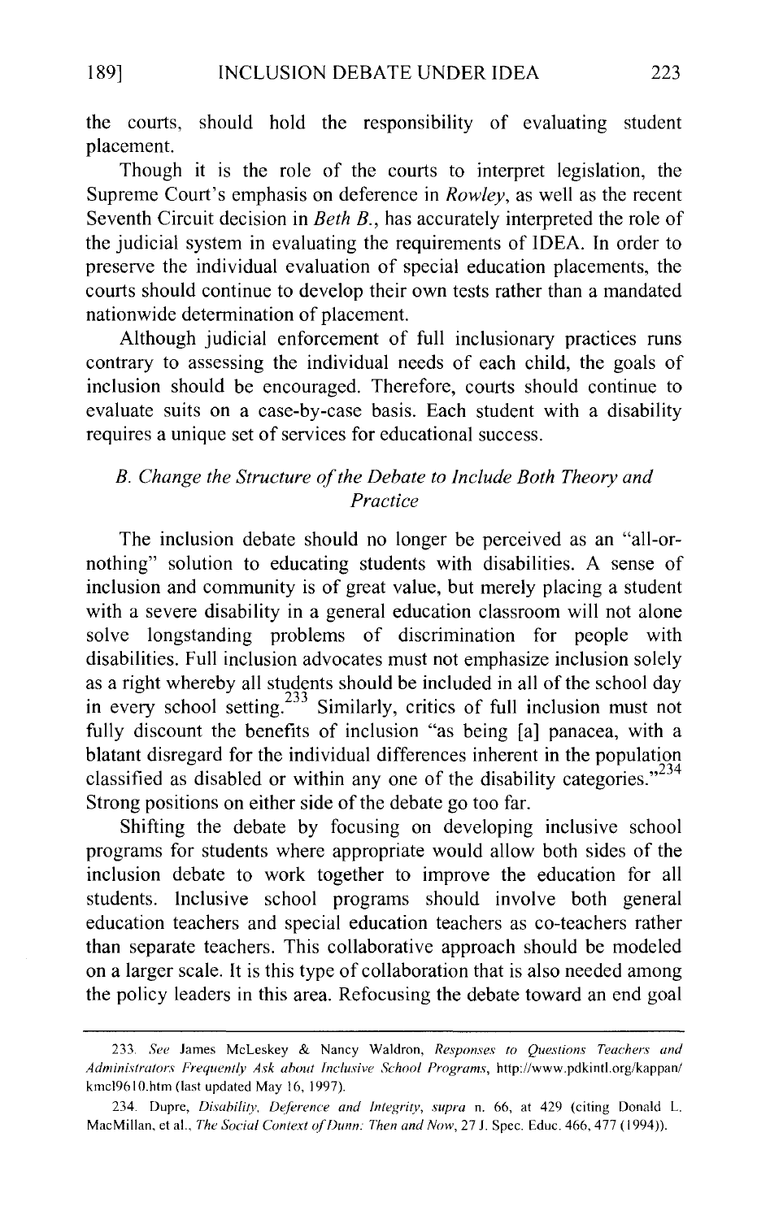the courts, should hold the responsibility of evaluating student placement.

Though it is the role of the courts to interpret legislation, the Supreme Court's emphasis on deference in *Rowley*, as well as the recent Seventh Circuit decision in *Beth B.*, has accurately interpreted the role of the judicial system in evaluating the requirements of IDEA. In order to preserve the individual evaluation of special education placements, the courts should continue to develop their own tests rather than a mandated nationwide determination of placement.

Although judicial enforcement of full inclusionary practices runs contrary to assessing the individual needs of each child, the goals of inclusion should be encouraged. Therefore, courts should continue to evaluate suits on a case-by-case basis. Each student with a disability requires a unique set of services for educational success.

### *B. Change the Structure of the Debate to Include Both Theory and Practice*

The inclusion debate should no longer be perceived as an "all-or-nothing" solution to educating students with disabilities. A sense of inclusion and community is of great value, but merely placing a student with a severe disability in a general education classroom will not alone solve longstanding problems of discrimination for people with disabilities. Full inclusion advocates must not emphasize inclusion solely as a right whereby all students should be included in all of the school day in every school setting.[233] Similarly, critics of full inclusion must not fully discount the benefits of inclusion "as being [a] panacea, with a blatant disregard for the individual differences inherent in the population classified as disabled or within any one of the disability categories."[234] Strong positions on either side of the debate go too far.

Shifting the debate by focusing on developing inclusive school programs for students where appropriate would allow both sides of the inclusion debate to work together to improve the education for all students. Inclusive school programs should involve both general education teachers and special education teachers as co-teachers rather than separate teachers. This collaborative approach should be modeled on a larger scale. It is this type of collaboration that is also needed among the policy leaders in this area. Refocusing the debate toward an end goal

---

233. *See* James McLeskey & Nancy Waldron, *Responses to Questions Teachers and Administrators Frequently Ask about Inclusive School Programs*, http://www.pdkintl.org/kappan/kmcl9610.htm (last updated May 16, 1997).

234. Dupre, *Disability, Deference and Integrity*, *supra* n. 66, at 429 (citing Donald L. MacMillan, et al., *The Social Context of Dunn: Then and Now*, 27 J. Spec. Educ. 466, 477 (1994)).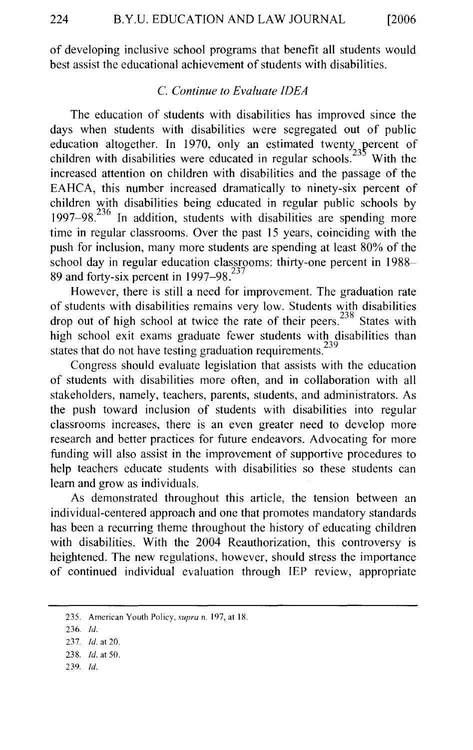of developing inclusive school programs that benefit all students would best assist the educational achievement of students with disabilities.

### *C. Continue to Evaluate IDEA*

The education of students with disabilities has improved since the days when students with disabilities were segregated out of public education altogether. In 1970, only an estimated twenty percent of children with disabilities were educated in regular schools.[235] With the increased attention on children with disabilities and the passage of the EAHCA, this number increased dramatically to ninety-six percent of children with disabilities being educated in regular public schools by 1997–98.[236] In addition, students with disabilities are spending more time in regular classrooms. Over the past 15 years, coinciding with the push for inclusion, many more students are spending at least 80% of the school day in regular education classrooms: thirty-one percent in 1988–89 and forty-six percent in 1997–98.[237]

However, there is still a need for improvement. The graduation rate of students with disabilities remains very low. Students with disabilities drop out of high school at twice the rate of their peers.[238] States with high school exit exams graduate fewer students with disabilities than states that do not have testing graduation requirements.[239]

Congress should evaluate legislation that assists with the education of students with disabilities more often, and in collaboration with all stakeholders, namely, teachers, parents, students, and administrators. As the push toward inclusion of students with disabilities into regular classrooms increases, there is an even greater need to develop more research and better practices for future endeavors. Advocating for more funding will also assist in the improvement of supportive procedures to help teachers educate students with disabilities so these students can learn and grow as individuals.

As demonstrated throughout this article, the tension between an individual-centered approach and one that promotes mandatory standards has been a recurring theme throughout the history of educating children with disabilities. With the 2004 Reauthorization, this controversy is heightened. The new regulations, however, should stress the importance of continued individual evaluation through IEP review, appropriate

---

235. American Youth Policy, *supra* n. 197, at 18.

236. *Id.*

237. *Id.* at 20.

238. *Id.* at 50.

239. *Id.*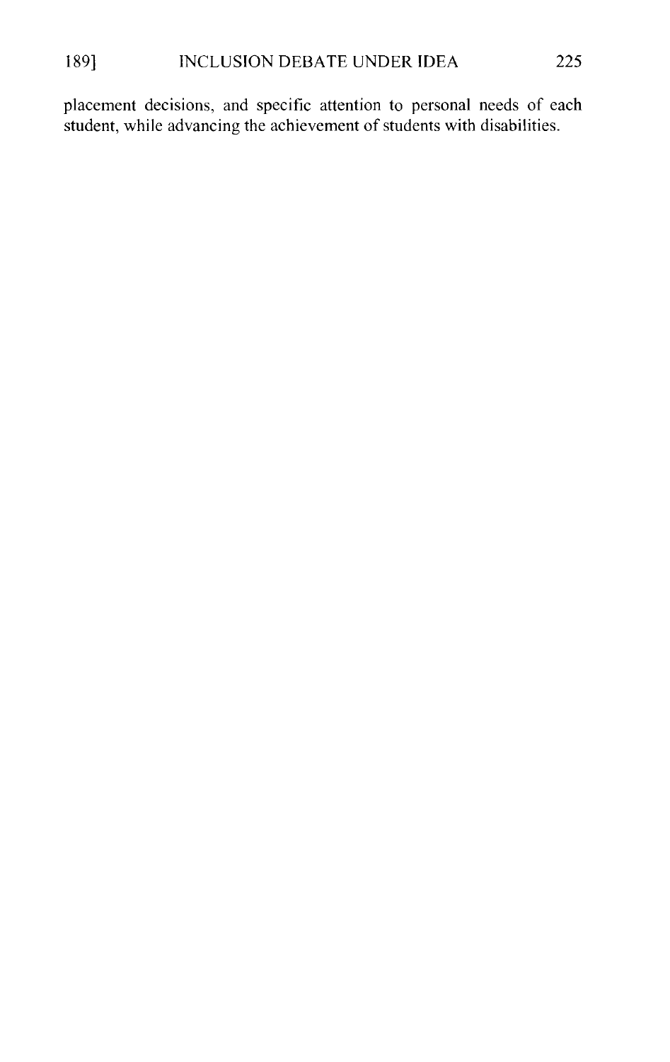placement decisions, and specific attention to personal needs of each student, while advancing the achievement of students with disabilities.